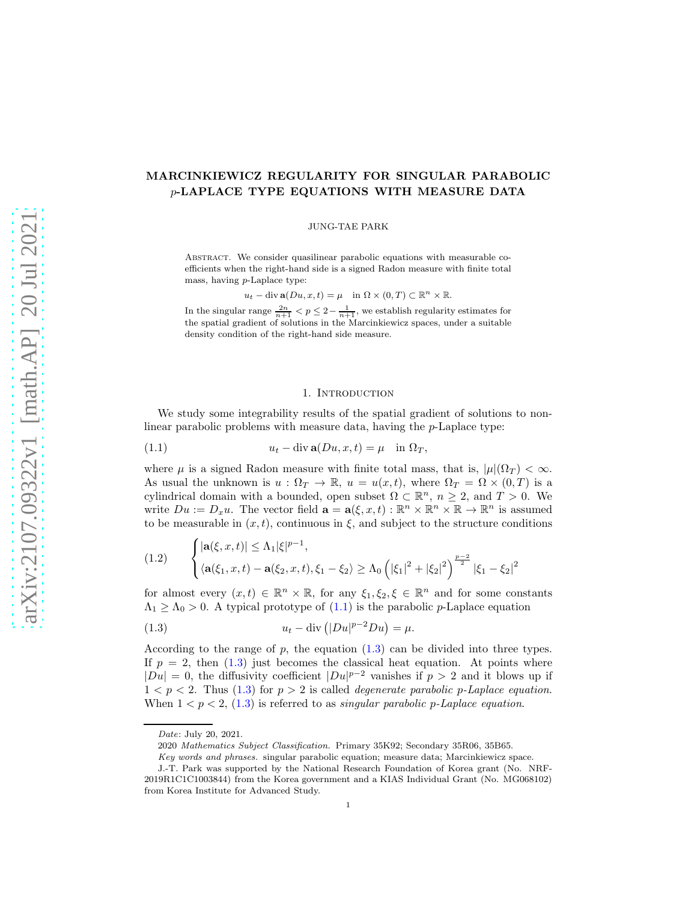# MARCINKIEWICZ REGULARITY FOR SINGULAR PARABOLIC $p$-LAPLACE TYPE EQUATIONS WITH MEASURE DATA

JUNG-TAE PARK

Abstract. We consider quasilinear parabolic equations with measurable coefficients when the right-hand side is a signed Radon measure with finite total mass, having $p$-Laplace type:

$$u_t - \operatorname{div} \mathbf{a}(Du, x, t) = \mu \quad \text{in } \Omega \times (0, T) \subset \mathbb{R}^n \times \mathbb{R}.$$

In the singular range $\frac{2n}{n+1} < p \leq 2 - \frac{1}{n+1}$, we establish regularity estimates for the spatial gradient of solutions in the Marcinkiewicz spaces, under a suitable density condition of the right-hand side measure.

## 1. Introduction

We study some integrability results of the spatial gradient of solutions to nonlinear parabolic problems with measure data, having the $p$-Laplace type:

$$u_t - \operatorname{div} \mathbf{a}(Du, x, t) = \mu \quad \text{in } \Omega_T, \tag{1.1}$$

where $\mu$ is a signed Radon measure with finite total mass, that is, $|\mu|(\Omega_T) < \infty$. As usual the unknown is $u : \Omega_T \to \mathbb{R}$, $u = u(x, t)$, where $\Omega_T = \Omega \times (0, T)$ is a cylindrical domain with a bounded, open subset $\Omega \subset \mathbb{R}^n$, $n \geq 2$, and $T > 0$. We write $Du := D_x u$. The vector field $\mathbf{a} = \mathbf{a}(\xi, x, t) : \mathbb{R}^n \times \mathbb{R}^n \times \mathbb{R} \to \mathbb{R}^n$ is assumed to be measurable in $(x, t)$, continuous in $\xi$, and subject to the structure conditions

$$\begin{cases} |\mathbf{a}(\xi, x, t)| \leq \Lambda_1 |\xi|^{p-1}, \\ \langle \mathbf{a}(\xi_1, x, t) - \mathbf{a}(\xi_2, x, t), \xi_1 - \xi_2 \rangle \geq \Lambda_0 \left( |\xi_1|^2 + |\xi_2|^2 \right)^{\frac{p-2}{2}} |\xi_1 - \xi_2|^2 \end{cases} \tag{1.2}$$

for almost every $(x, t) \in \mathbb{R}^n \times \mathbb{R}$, for any $\xi_1, \xi_2, \xi \in \mathbb{R}^n$ and for some constants $\Lambda_1 \geq \Lambda_0 > 0$. A typical prototype of (1.1) is the parabolic $p$-Laplace equation

$$u_t - \operatorname{div} \left( |Du|^{p-2} Du \right) = \mu. \tag{1.3}$$

According to the range of $p$, the equation (1.3) can be divided into three types. If $p = 2$, then (1.3) just becomes the classical heat equation. At points where $|Du| = 0$, the diffusivity coefficient $|Du|^{p-2}$ vanishes if $p > 2$ and it blows up if $1 < p < 2$. Thus (1.3) for $p > 2$ is called *degenerate parabolic p-Laplace equation*. When $1 < p < 2$, (1.3) is referred to as *singular parabolic p-Laplace equation*.

---

*Date*: July 20, 2021.

2020 *Mathematics Subject Classification.* Primary 35K92; Secondary 35R06, 35B65.

*Key words and phrases.* singular parabolic equation; measure data; Marcinkiewicz space.

J.-T. Park was supported by the National Research Foundation of Korea grant (No. NRF-2019R1C1C1003844) from the Korea government and a KIAS Individual Grant (No. MG068102) from Korea Institute for Advanced Study.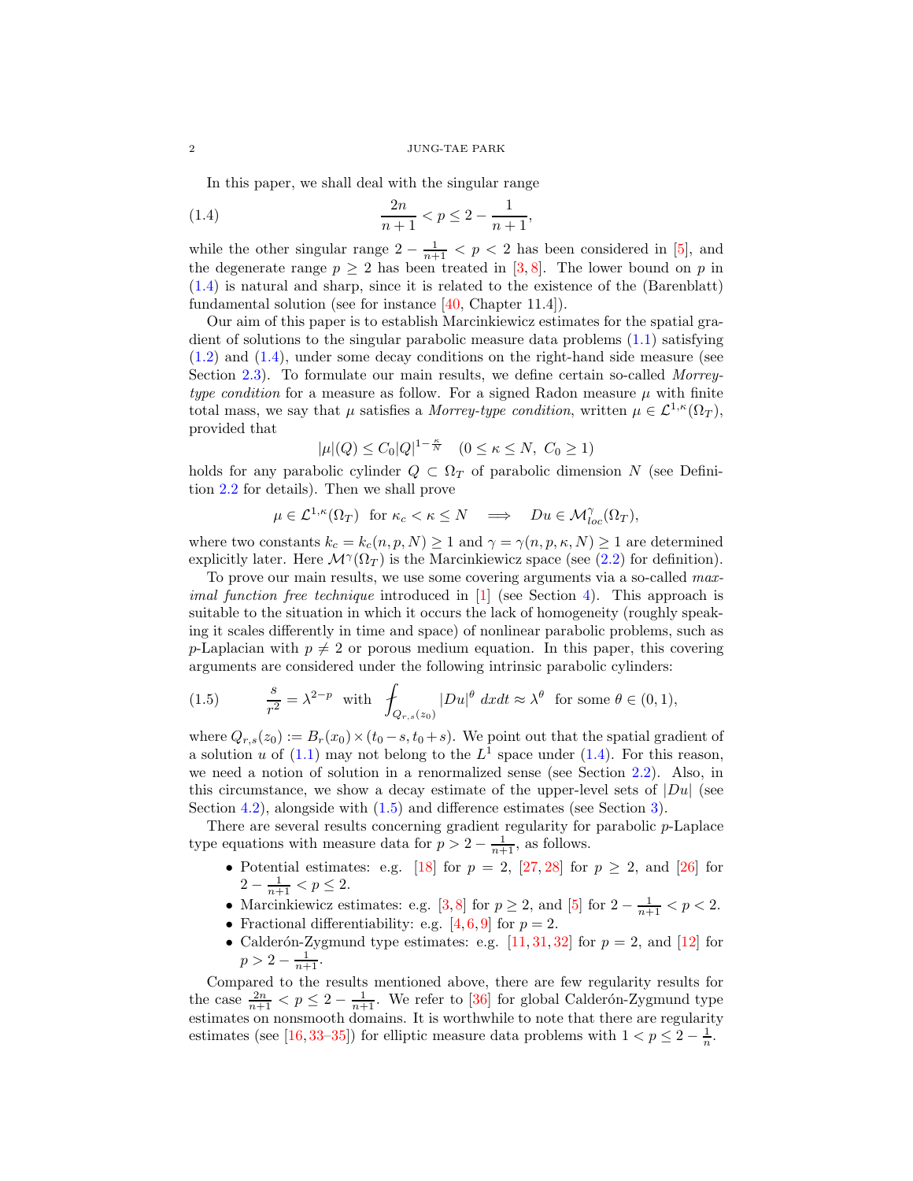In this paper, we shall deal with the singular range

$$\frac{2n}{n+1} < p \leq 2 - \frac{1}{n+1}, \tag{1.4}$$

while the other singular range $2 - \frac{1}{n+1} < p < 2$ has been considered in [5], and the degenerate range $p \geq 2$ has been treated in [3, 8]. The lower bound on $p$ in (1.4) is natural and sharp, since it is related to the existence of the (Barenblatt) fundamental solution (see for instance [40, Chapter 11.4]).

Our aim of this paper is to establish Marcinkiewicz estimates for the spatial gradient of solutions to the singular parabolic measure data problems (1.1) satisfying (1.2) and (1.4), under some decay conditions on the right-hand side measure (see Section 2.3). To formulate our main results, we define certain so-called *Morrey-type condition* for a measure as follow. For a signed Radon measure $\mu$ with finite total mass, we say that $\mu$ satisfies a *Morrey-type condition*, written $\mu \in \mathcal{L}^{1,\kappa}(\Omega_T)$, provided that

$$|\mu|(Q) \leq C_0 |Q|^{1-\frac{\kappa}{N}} \quad (0 \leq \kappa \leq N,\ C_0 \geq 1)$$

holds for any parabolic cylinder $Q \subset \Omega_T$ of parabolic dimension $N$ (see Definition 2.2 for details). Then we shall prove

$$\mu \in \mathcal{L}^{1,\kappa}(\Omega_T) \ \text{ for } \kappa_c < \kappa \leq N \quad \Longrightarrow \quad Du \in \mathcal{M}^{\gamma}_{loc}(\Omega_T),$$

where two constants $k_c = k_c(n, p, N) \geq 1$ and $\gamma = \gamma(n, p, \kappa, N) \geq 1$ are determined explicitly later. Here $\mathcal{M}^{\gamma}(\Omega_T)$ is the Marcinkiewicz space (see (2.2) for definition).

To prove our main results, we use some covering arguments via a so-called *maximal function free technique* introduced in [1] (see Section 4). This approach is suitable to the situation in which it occurs the lack of homogeneity (roughly speaking it scales differently in time and space) of nonlinear parabolic problems, such as $p$-Laplacian with $p \neq 2$ or porous medium equation. In this paper, this covering arguments are considered under the following intrinsic parabolic cylinders:

$$\frac{s}{r^2} = \lambda^{2-p} \ \text{ with } \ \fint_{Q_{r,s}(z_0)} |Du|^{\theta} \, dxdt \approx \lambda^{\theta} \ \text{ for some } \theta \in (0, 1), \tag{1.5}$$

where $Q_{r,s}(z_0) := B_r(x_0) \times (t_0 - s, t_0 + s)$. We point out that the spatial gradient of a solution $u$ of (1.1) may not belong to the $L^1$ space under (1.4). For this reason, we need a notion of solution in a renormalized sense (see Section 2.2). Also, in this circumstance, we show a decay estimate of the upper-level sets of $|Du|$ (see Section 4.2), alongside with (1.5) and difference estimates (see Section 3).

There are several results concerning gradient regularity for parabolic $p$-Laplace type equations with measure data for $p > 2 - \frac{1}{n+1}$, as follows.

- Potential estimates: e.g. [18] for $p = 2$, [27, 28] for $p \geq 2$, and [26] for $2 - \frac{1}{n+1} < p \leq 2$.
- Marcinkiewicz estimates: e.g. [3, 8] for $p \geq 2$, and [5] for $2 - \frac{1}{n+1} < p < 2$.
- Fractional differentiability: e.g. [4, 6, 9] for $p = 2$.
- Calderón-Zygmund type estimates: e.g. [11, 31, 32] for $p = 2$, and [12] for $p > 2 - \frac{1}{n+1}$.

Compared to the results mentioned above, there are few regularity results for the case $\frac{2n}{n+1} < p \leq 2 - \frac{1}{n+1}$. We refer to [36] for global Calderón-Zygmund type estimates on nonsmooth domains. It is worthwhile to note that there are regularity estimates (see [16, 33–35]) for elliptic measure data problems with $1 < p \leq 2 - \frac{1}{n}$.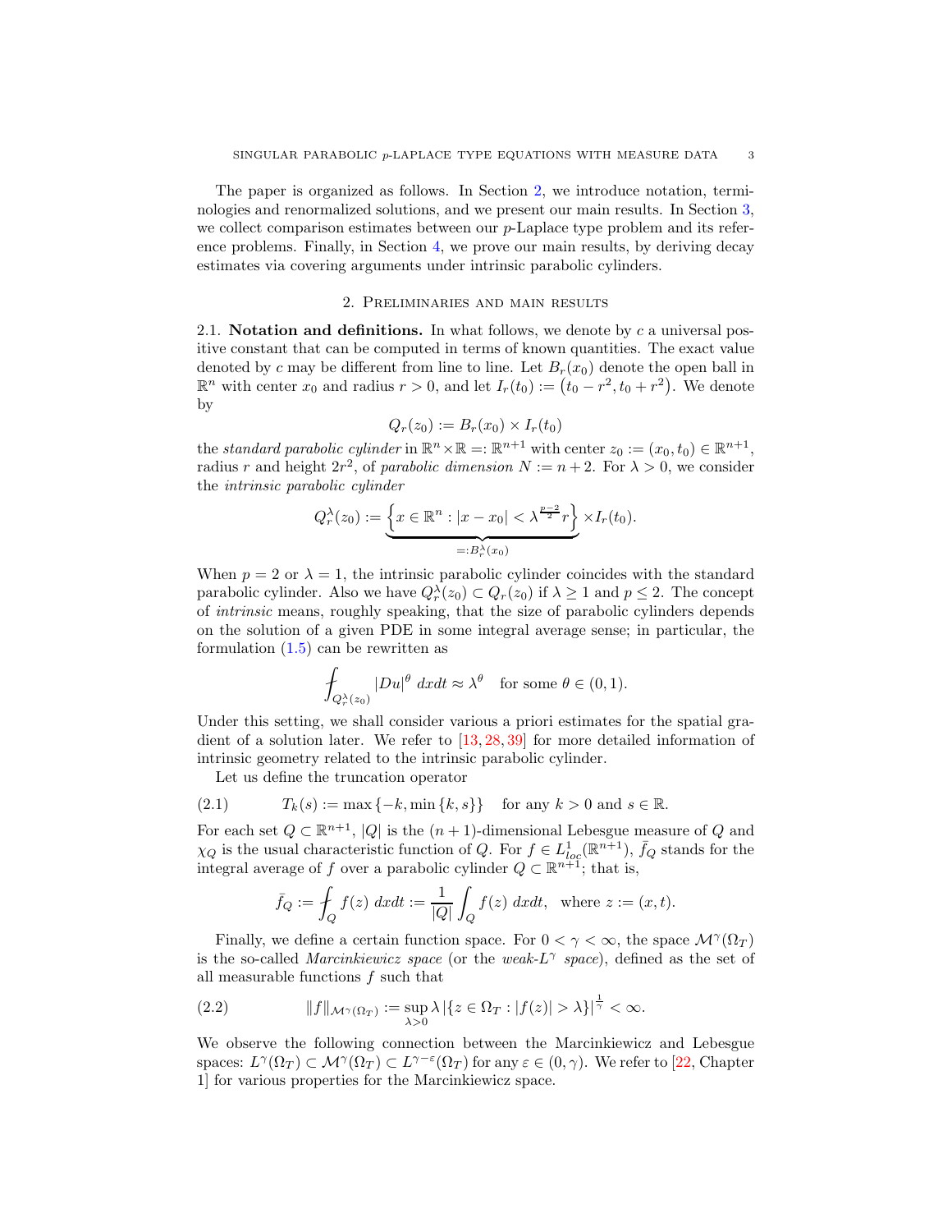The paper is organized as follows. In Section 2, we introduce notation, terminologies and renormalized solutions, and we present our main results. In Section 3, we collect comparison estimates between our $p$-Laplace type problem and its reference problems. Finally, in Section 4, we prove our main results, by deriving decay estimates via covering arguments under intrinsic parabolic cylinders.

## 2. Preliminaries and main results

### 2.1. Notation and definitions.

In what follows, we denote by $c$ a universal positive constant that can be computed in terms of known quantities. The exact value denoted by $c$ may be different from line to line. Let $B_r(x_0)$ denote the open ball in $\mathbb{R}^n$ with center $x_0$ and radius $r > 0$, and let $I_r(t_0) := \left(t_0 - r^2, t_0 + r^2\right)$. We denote by

$$Q_r(z_0) := B_r(x_0) \times I_r(t_0)$$

the *standard parabolic cylinder* in $\mathbb{R}^n \times \mathbb{R} =: \mathbb{R}^{n+1}$ with center $z_0 := (x_0, t_0) \in \mathbb{R}^{n+1}$, radius $r$ and height $2r^2$, of *parabolic dimension* $N := n + 2$. For $\lambda > 0$, we consider the *intrinsic parabolic cylinder*

$$Q_r^\lambda(z_0) := \underbrace{\left\{ x \in \mathbb{R}^n : |x - x_0| < \lambda^{\frac{p-2}{2}} r \right\}}_{=: B_r^\lambda(x_0)} \times I_r(t_0).$$

When $p = 2$ or $\lambda = 1$, the intrinsic parabolic cylinder coincides with the standard parabolic cylinder. Also we have $Q_r^\lambda(z_0) \subset Q_r(z_0)$ if $\lambda \geq 1$ and $p \leq 2$. The concept of *intrinsic* means, roughly speaking, that the size of parabolic cylinders depends on the solution of a given PDE in some integral average sense; in particular, the formulation (1.5) can be rewritten as

$$\fint_{Q_r^\lambda(z_0)} |Du|^\theta \, dxdt \approx \lambda^\theta \quad \text{for some } \theta \in (0, 1).$$

Under this setting, we shall consider various a priori estimates for the spatial gradient of a solution later. We refer to [13, 28, 39] for more detailed information of intrinsic geometry related to the intrinsic parabolic cylinder.

Let us define the truncation operator

$$T_k(s) := \max\{-k, \min\{k, s\}\} \quad \text{for any } k > 0 \text{ and } s \in \mathbb{R}. \tag{2.1}$$

For each set $Q \subset \mathbb{R}^{n+1}$, $|Q|$ is the $(n+1)$-dimensional Lebesgue measure of $Q$ and $\chi_Q$ is the usual characteristic function of $Q$. For $f \in L^1_{loc}(\mathbb{R}^{n+1})$, $\bar{f}_Q$ stands for the integral average of $f$ over a parabolic cylinder $Q \subset \mathbb{R}^{n+1}$; that is,

$$\bar{f}_Q := \fint_Q f(z) \, dxdt := \frac{1}{|Q|} \int_Q f(z) \, dxdt, \quad \text{where } z := (x, t).$$

Finally, we define a certain function space. For $0 < \gamma < \infty$, the space $\mathcal{M}^\gamma(\Omega_T)$ is the so-called *Marcinkiewicz space* (or the *weak-$L^\gamma$ space*), defined as the set of all measurable functions $f$ such that

$$\|f\|_{\mathcal{M}^\gamma(\Omega_T)} := \sup_{\lambda > 0} \lambda \left|\{z \in \Omega_T : |f(z)| > \lambda\}\right|^{\frac{1}{\gamma}} < \infty. \tag{2.2}$$

We observe the following connection between the Marcinkiewicz and Lebesgue spaces: $L^\gamma(\Omega_T) \subset \mathcal{M}^\gamma(\Omega_T) \subset L^{\gamma - \varepsilon}(\Omega_T)$ for any $\varepsilon \in (0, \gamma)$. We refer to [22, Chapter 1] for various properties for the Marcinkiewicz space.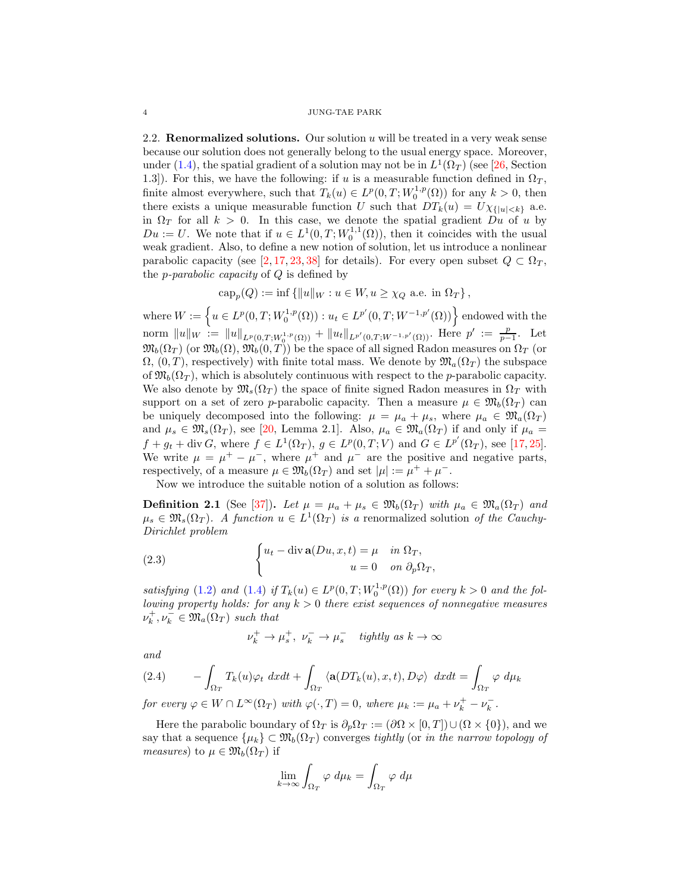### 2.2. Renormalized solutions.

Our solution $u$ will be treated in a very weak sense because our solution does not generally belong to the usual energy space. Moreover, under (1.4), the spatial gradient of a solution may not be in $L^1(\Omega_T)$ (see [26, Section 1.3]). For this, we have the following: if $u$ is a measurable function defined in $\Omega_T$, finite almost everywhere, such that $T_k(u) \in L^p(0,T;W_0^{1,p}(\Omega))$ for any $k > 0$, then there exists a unique measurable function $U$ such that $DT_k(u) = U\chi_{\{|u|<k\}}$ a.e. in $\Omega_T$ for all $k > 0$. In this case, we denote the spatial gradient $Du$ of $u$ by $Du := U$. We note that if $u \in L^1(0,T;W_0^{1,1}(\Omega))$, then it coincides with the usual weak gradient. Also, to define a new notion of solution, let us introduce a nonlinear parabolic capacity (see [2, 17, 23, 38] for details). For every open subset $Q \subset \Omega_T$, the *p-parabolic capacity* of $Q$ is defined by

$$\mathrm{cap}_p(Q) := \inf\left\{\|u\|_W : u \in W, u \geq \chi_Q \text{ a.e. in } \Omega_T\right\},$$

where $W := \left\{u \in L^p(0,T;W_0^{1,p}(\Omega)) : u_t \in L^{p'}(0,T;W^{-1,p'}(\Omega))\right\}$ endowed with the norm $\|u\|_W := \|u\|_{L^p(0,T;W_0^{1,p}(\Omega))} + \|u_t\|_{L^{p'}(0,T;W^{-1,p'}(\Omega))}$. Here $p' := \frac{p}{p-1}$. Let $\mathfrak{M}_b(\Omega_T)$ (or $\mathfrak{M}_b(\Omega)$, $\mathfrak{M}_b(0,T)$) be the space of all signed Radon measures on $\Omega_T$ (or $\Omega$, $(0,T)$, respectively) with finite total mass. We denote by $\mathfrak{M}_a(\Omega_T)$ the subspace of $\mathfrak{M}_b(\Omega_T)$, which is absolutely continuous with respect to the $p$-parabolic capacity. We also denote by $\mathfrak{M}_s(\Omega_T)$ the space of finite signed Radon measures in $\Omega_T$ with support on a set of zero $p$-parabolic capacity. Then a measure $\mu \in \mathfrak{M}_b(\Omega_T)$ can be uniquely decomposed into the following: $\mu = \mu_a + \mu_s$, where $\mu_a \in \mathfrak{M}_a(\Omega_T)$ and $\mu_s \in \mathfrak{M}_s(\Omega_T)$, see [20, Lemma 2.1]. Also, $\mu_a \in \mathfrak{M}_a(\Omega_T)$ if and only if $\mu_a = f + g_t + \operatorname{div} G$, where $f \in L^1(\Omega_T)$, $g \in L^p(0,T;V)$ and $G \in L^{p'}(\Omega_T)$, see [17, 25]. We write $\mu = \mu^+ - \mu^-$, where $\mu^+$ and $\mu^-$ are the positive and negative parts, respectively, of a measure $\mu \in \mathfrak{M}_b(\Omega_T)$ and set $|\mu| := \mu^+ + \mu^-$.

Now we introduce the suitable notion of a solution as follows:

**Definition 2.1** (See [37]). *Let $\mu = \mu_a + \mu_s \in \mathfrak{M}_b(\Omega_T)$ with $\mu_a \in \mathfrak{M}_a(\Omega_T)$ and $\mu_s \in \mathfrak{M}_s(\Omega_T)$. A function $u \in L^1(\Omega_T)$ is a* renormalized solution *of the Cauchy-Dirichlet problem*

$$\begin{cases} u_t - \operatorname{div} \mathbf{a}(Du,x,t) = \mu & \text{in } \Omega_T, \\ u = 0 & \text{on } \partial_p\Omega_T, \end{cases} \tag{2.3}$$

*satisfying (1.2) and (1.4) if $T_k(u) \in L^p(0,T;W_0^{1,p}(\Omega))$ for every $k > 0$ and the following property holds: for any $k > 0$ there exist sequences of nonnegative measures $\nu_k^+, \nu_k^- \in \mathfrak{M}_a(\Omega_T)$ such that*

$$\nu_k^+ \to \mu_s^+,\ \nu_k^- \to \mu_s^- \quad \textit{tightly as } k \to \infty$$

*and*

$$-\int_{\Omega_T} T_k(u)\varphi_t \, dxdt + \int_{\Omega_T} \langle \mathbf{a}(DT_k(u),x,t), D\varphi\rangle \, dxdt = \int_{\Omega_T} \varphi \, d\mu_k \tag{2.4}$$

*for every $\varphi \in W \cap L^\infty(\Omega_T)$ with $\varphi(\cdot,T) = 0$, where $\mu_k := \mu_a + \nu_k^+ - \nu_k^-$.*

Here the parabolic boundary of $\Omega_T$ is $\partial_p\Omega_T := (\partial\Omega \times [0,T]) \cup (\Omega \times \{0\})$, and we say that a sequence $\{\mu_k\} \subset \mathfrak{M}_b(\Omega_T)$ converges *tightly* (or *in the narrow topology of measures*) to $\mu \in \mathfrak{M}_b(\Omega_T)$ if

$$\lim_{k\to\infty} \int_{\Omega_T} \varphi \, d\mu_k = \int_{\Omega_T} \varphi \, d\mu$$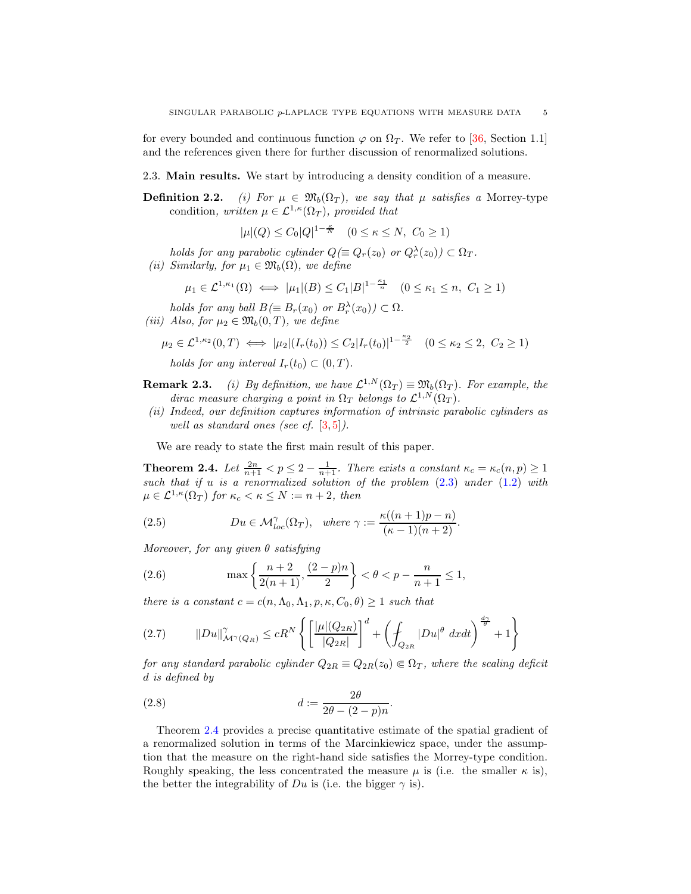for every bounded and continuous function $\varphi$ on $\Omega_T$. We refer to [36, Section 1.1] and the references given there for further discussion of renormalized solutions.

2.3. **Main results.** We start by introducing a density condition of a measure.

**Definition 2.2.** *(i) For $\mu \in \mathfrak{M}_b(\Omega_T)$, we say that $\mu$ satisfies a* Morrey-type condition*, written $\mu \in \mathcal{L}^{1,\kappa}(\Omega_T)$, provided that*

$$|\mu|(Q) \le C_0 |Q|^{1-\frac{\kappa}{N}} \quad (0 \le \kappa \le N,\ C_0 \ge 1)$$

*holds for any parabolic cylinder $Q (\equiv Q_r(z_0)$ or $Q_r^\lambda(z_0)) \subset \Omega_T$.*

*(ii) Similarly, for $\mu_1 \in \mathfrak{M}_b(\Omega)$, we define*

$$\mu_1 \in \mathcal{L}^{1,\kappa_1}(\Omega) \iff |\mu_1|(B) \le C_1 |B|^{1-\frac{\kappa_1}{n}} \quad (0 \le \kappa_1 \le n,\ C_1 \ge 1)$$

*holds for any ball $B (\equiv B_r(x_0)$ or $B_r^\lambda(x_0)) \subset \Omega$.*

*(iii) Also, for $\mu_2 \in \mathfrak{M}_b(0,T)$, we define*

$$\mu_2 \in \mathcal{L}^{1,\kappa_2}(0,T) \iff |\mu_2|(I_r(t_0)) \le C_2 |I_r(t_0)|^{1-\frac{\kappa_2}{2}} \quad (0 \le \kappa_2 \le 2,\ C_2 \ge 1)$$

*holds for any interval $I_r(t_0) \subset (0,T)$.*

**Remark 2.3.** *(i) By definition, we have $\mathcal{L}^{1,N}(\Omega_T) \equiv \mathfrak{M}_b(\Omega_T)$. For example, the dirac measure charging a point in $\Omega_T$ belongs to $\mathcal{L}^{1,N}(\Omega_T)$.*

*(ii) Indeed, our definition captures information of intrinsic parabolic cylinders as well as standard ones (see cf. [3,5]).*

We are ready to state the first main result of this paper.

**Theorem 2.4.** *Let $\frac{2n}{n+1} < p \le 2 - \frac{1}{n+1}$. There exists a constant $\kappa_c = \kappa_c(n,p) \ge 1$ such that if $u$ is a renormalized solution of the problem (2.3) under (1.2) with $\mu \in \mathcal{L}^{1,\kappa}(\Omega_T)$ for $\kappa_c < \kappa \le N := n+2$, then*

$$Du \in \mathcal{M}^{\gamma}_{loc}(\Omega_T), \quad \text{where } \gamma := \frac{\kappa((n+1)p - n)}{(\kappa - 1)(n+2)}. \tag{2.5}$$

*Moreover, for any given $\theta$ satisfying*

$$\max\left\{ \frac{n+2}{2(n+1)}, \frac{(2-p)n}{2} \right\} < \theta < p - \frac{n}{n+1} \le 1, \tag{2.6}$$

*there is a constant $c = c(n, \Lambda_0, \Lambda_1, p, \kappa, C_0, \theta) \ge 1$ such that*

$$\|Du\|^{\gamma}_{\mathcal{M}^\gamma(Q_R)} \le c R^N \left\{ \left[ \frac{|\mu|(Q_{2R})}{|Q_{2R}|} \right]^d + \left( \fint_{Q_{2R}} |Du|^\theta \, dxdt \right)^{\frac{d\gamma}{\theta}} + 1 \right\} \tag{2.7}$$

*for any standard parabolic cylinder $Q_{2R} \equiv Q_{2R}(z_0) \Subset \Omega_T$, where the scaling deficit $d$ is defined by*

$$d := \frac{2\theta}{2\theta - (2-p)n}. \tag{2.8}$$

Theorem 2.4 provides a precise quantitative estimate of the spatial gradient of a renormalized solution in terms of the Marcinkiewicz space, under the assumption that the measure on the right-hand side satisfies the Morrey-type condition. Roughly speaking, the less concentrated the measure $\mu$ is (i.e. the smaller $\kappa$ is), the better the integrability of $Du$ is (i.e. the bigger $\gamma$ is).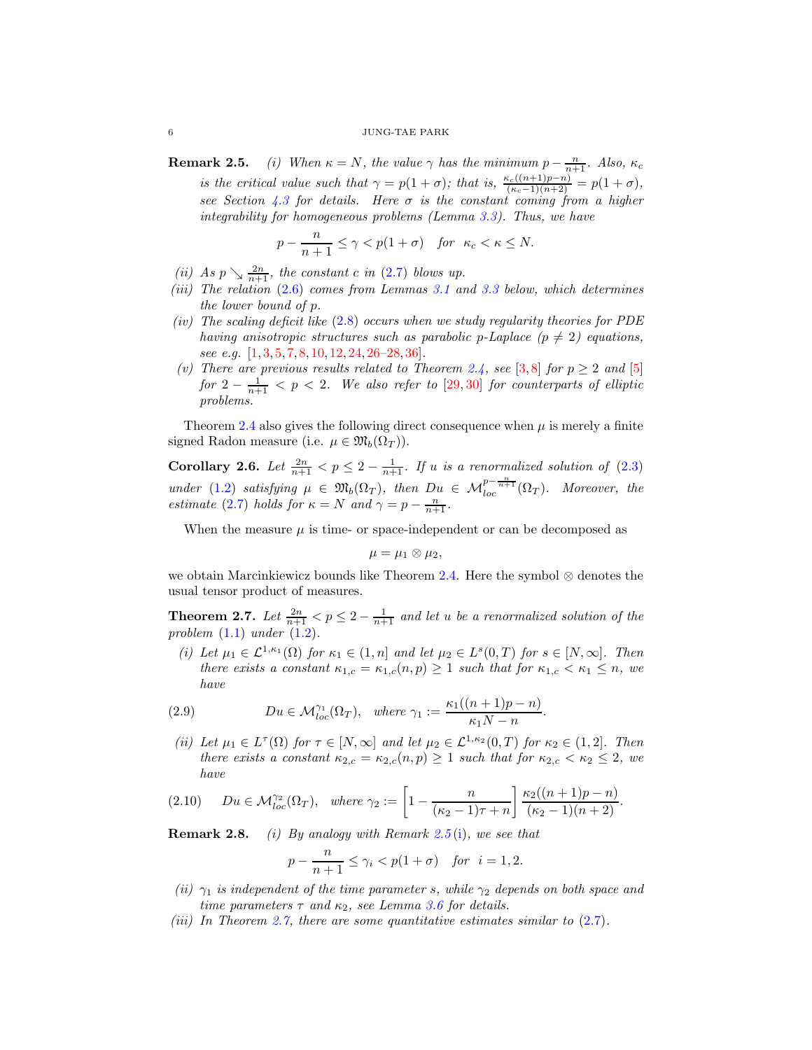**Remark 2.5.** *(i) When $\kappa = N$, the value $\gamma$ has the minimum $p - \frac{n}{n+1}$. Also, $\kappa_c$ is the critical value such that $\gamma = p(1+\sigma)$; that is, $\frac{\kappa_c((n+1)p-n)}{(\kappa_c-1)(n+2)} = p(1+\sigma)$, see Section 4.3 for details. Here $\sigma$ is the constant coming from a higher integrability for homogeneous problems (Lemma 3.3). Thus, we have*

$$p - \frac{n}{n+1} \leq \gamma < p(1+\sigma) \quad \text{for} \;\; \kappa_c < \kappa \leq N.$$

*(ii) As $p \searrow \frac{2n}{n+1}$, the constant $c$ in (2.7) blows up.*

*(iii) The relation (2.6) comes from Lemmas 3.1 and 3.3 below, which determines the lower bound of $p$.*

*(iv) The scaling deficit like (2.8) occurs when we study regularity theories for PDE having anisotropic structures such as parabolic $p$-Laplace ($p \neq 2$) equations, see e.g. [1,3,5,7,8,10,12,24,26–28,36].*

*(v) There are previous results related to Theorem 2.4, see [3,8] for $p \geq 2$ and [5] for $2 - \frac{1}{n+1} < p < 2$. We also refer to [29,30] for counterparts of elliptic problems.*

Theorem 2.4 also gives the following direct consequence when $\mu$ is merely a finite signed Radon measure (i.e. $\mu \in \mathfrak{M}_b(\Omega_T)$).

**Corollary 2.6.** *Let $\frac{2n}{n+1} < p \leq 2 - \frac{1}{n+1}$. If $u$ is a renormalized solution of (2.3) under (1.2) satisfying $\mu \in \mathfrak{M}_b(\Omega_T)$, then $Du \in \mathcal{M}_{loc}^{p-\frac{n}{n+1}}(\Omega_T)$. Moreover, the estimate (2.7) holds for $\kappa = N$ and $\gamma = p - \frac{n}{n+1}$.*

When the measure $\mu$ is time- or space-independent or can be decomposed as

$$\mu = \mu_1 \otimes \mu_2,$$

we obtain Marcinkiewicz bounds like Theorem 2.4. Here the symbol $\otimes$ denotes the usual tensor product of measures.

**Theorem 2.7.** *Let $\frac{2n}{n+1} < p \leq 2 - \frac{1}{n+1}$ and let $u$ be a renormalized solution of the problem (1.1) under (1.2).*

*(i) Let $\mu_1 \in \mathcal{L}^{1,\kappa_1}(\Omega)$ for $\kappa_1 \in (1, n]$ and let $\mu_2 \in L^s(0,T)$ for $s \in [N, \infty]$. Then there exists a constant $\kappa_{1,c} = \kappa_{1,c}(n,p) \geq 1$ such that for $\kappa_{1,c} < \kappa_1 \leq n$, we have*

$$Du \in \mathcal{M}_{loc}^{\gamma_1}(\Omega_T), \quad \textit{where } \gamma_1 := \frac{\kappa_1((n+1)p-n)}{\kappa_1 N - n}. \tag{2.9}$$

*(ii) Let $\mu_1 \in L^\tau(\Omega)$ for $\tau \in [N, \infty]$ and let $\mu_2 \in \mathcal{L}^{1,\kappa_2}(0,T)$ for $\kappa_2 \in (1,2]$. Then there exists a constant $\kappa_{2,c} = \kappa_{2,c}(n,p) \geq 1$ such that for $\kappa_{2,c} < \kappa_2 \leq 2$, we have*

$$Du \in \mathcal{M}_{loc}^{\gamma_2}(\Omega_T), \quad \textit{where } \gamma_2 := \left[1 - \frac{n}{(\kappa_2 - 1)\tau + n}\right] \frac{\kappa_2((n+1)p-n)}{(\kappa_2-1)(n+2)}. \tag{2.10}$$

**Remark 2.8.** *(i) By analogy with Remark 2.5(i), we see that*

$$p - \frac{n}{n+1} \leq \gamma_i < p(1+\sigma) \quad \text{for} \;\; i = 1, 2.$$

*(ii) $\gamma_1$ is independent of the time parameter $s$, while $\gamma_2$ depends on both space and time parameters $\tau$ and $\kappa_2$, see Lemma 3.6 for details.*

*(iii) In Theorem 2.7, there are some quantitative estimates similar to (2.7).*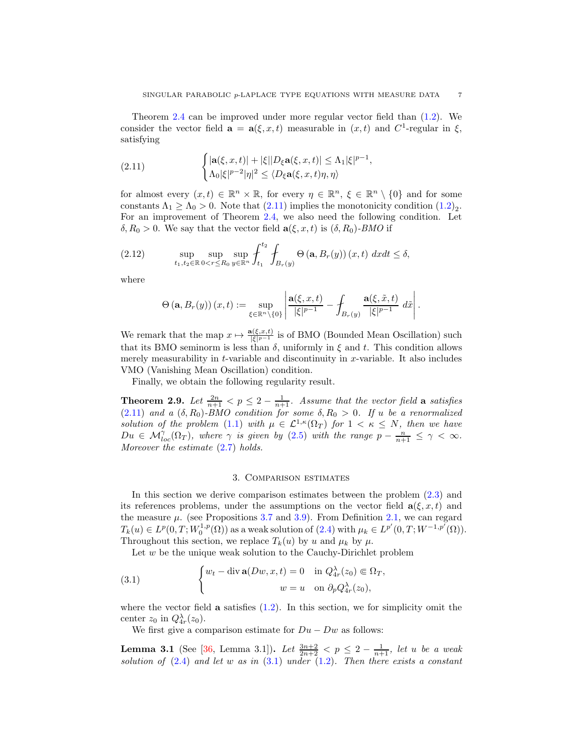Theorem 2.4 can be improved under more regular vector field than (1.2). We consider the vector field $\mathbf{a} = \mathbf{a}(\xi, x, t)$ measurable in $(x, t)$ and $C^1$-regular in $\xi$, satisfying

$$
\begin{cases} |\mathbf{a}(\xi, x, t)| + |\xi||D_\xi \mathbf{a}(\xi, x, t)| \leq \Lambda_1 |\xi|^{p-1}, \\ \Lambda_0 |\xi|^{p-2}|\eta|^2 \leq \langle D_\xi \mathbf{a}(\xi, x, t)\eta, \eta\rangle \end{cases} \tag{2.11}
$$

for almost every $(x, t) \in \mathbb{R}^n \times \mathbb{R}$, for every $\eta \in \mathbb{R}^n$, $\xi \in \mathbb{R}^n \setminus \{0\}$ and for some constants $\Lambda_1 \geq \Lambda_0 > 0$. Note that (2.11) implies the monotonicity condition $(1.2)_2$. For an improvement of Theorem 2.4, we also need the following condition. Let $\delta, R_0 > 0$. We say that the vector field $\mathbf{a}(\xi, x, t)$ is $(\delta, R_0)$-*BMO* if

$$
\sup_{t_1, t_2 \in \mathbb{R}} \sup_{0 < r \leq R_0} \sup_{y \in \mathbb{R}^n} \fint_{t_1}^{t_2} \fint_{B_r(y)} \Theta\left(\mathbf{a}, B_r(y)\right)(x, t)\; dx dt \leq \delta, \tag{2.12}
$$

where

$$
\Theta\left(\mathbf{a}, B_r(y)\right)(x, t) := \sup_{\xi \in \mathbb{R}^n \setminus \{0\}} \left| \frac{\mathbf{a}(\xi, x, t)}{|\xi|^{p-1}} - \fint_{B_r(y)} \frac{\mathbf{a}(\xi, \tilde{x}, t)}{|\xi|^{p-1}}\; d\tilde{x} \right|.
$$

We remark that the map $x \mapsto \frac{\mathbf{a}(\xi, x, t)}{|\xi|^{p-1}}$ is of BMO (Bounded Mean Oscillation) such that its BMO seminorm is less than $\delta$, uniformly in $\xi$ and $t$. This condition allows merely measurability in $t$-variable and discontinuity in $x$-variable. It also includes VMO (Vanishing Mean Oscillation) condition.

Finally, we obtain the following regularity result.

**Theorem 2.9.** *Let $\frac{2n}{n+1} < p \leq 2 - \frac{1}{n+1}$. Assume that the vector field $\mathbf{a}$ satisfies (2.11) and a $(\delta, R_0)$-BMO condition for some $\delta, R_0 > 0$. If $u$ be a renormalized solution of the problem (1.1) with $\mu \in \mathcal{L}^{1,\kappa}(\Omega_T)$ for $1 < \kappa \leq N$, then we have $Du \in \mathcal{M}^{\gamma}_{loc}(\Omega_T)$, where $\gamma$ is given by (2.5) with the range $p - \frac{n}{n+1} \leq \gamma < \infty$. Moreover the estimate (2.7) holds.*

## 3. Comparison estimates

In this section we derive comparison estimates between the problem (2.3) and its references problems, under the assumptions on the vector field $\mathbf{a}(\xi, x, t)$ and the measure $\mu$. (see Propositions 3.7 and 3.9). From Definition 2.1, we can regard $T_k(u) \in L^p(0, T; W_0^{1,p}(\Omega))$ as a weak solution of (2.4) with $\mu_k \in L^{p'}(0, T; W^{-1,p'}(\Omega))$. Throughout this section, we replace $T_k(u)$ by $u$ and $\mu_k$ by $\mu$.

Let $w$ be the unique weak solution to the Cauchy-Dirichlet problem

$$
\begin{cases} w_t - \operatorname{div} \mathbf{a}(Dw, x, t) = 0 & \text{in } Q^{\lambda}_{4r}(z_0) \Subset \Omega_T, \\ w = u & \text{on } \partial_p Q^{\lambda}_{4r}(z_0), \end{cases} \tag{3.1}
$$

where the vector field $\mathbf{a}$ satisfies (1.2). In this section, we for simplicity omit the center $z_0$ in $Q^{\lambda}_{4r}(z_0)$.

We first give a comparison estimate for $Du - Dw$ as follows:

**Lemma 3.1** (See [36, Lemma 3.1])**.** *Let $\frac{3n+2}{2n+2} < p \leq 2 - \frac{1}{n+1}$, let $u$ be a weak solution of (2.4) and let $w$ as in (3.1) under (1.2). Then there exists a constant*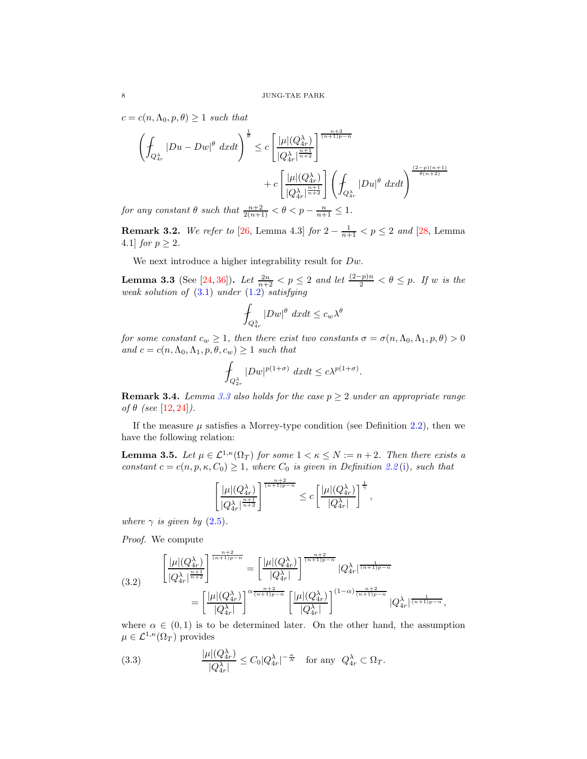$c = c(n, \Lambda_0, p, \theta) \geq 1$ *such that*

$$\left( \fint_{Q_{4r}^{\lambda}} |Du - Dw|^{\theta} \, dxdt \right)^{\frac{1}{\theta}} \leq c \left[ \frac{|\mu|(Q_{4r}^{\lambda})}{|Q_{4r}^{\lambda}|^{\frac{n+1}{n+2}}} \right]^{\frac{n+2}{(n+1)p-n}} + c \left[ \frac{|\mu|(Q_{4r}^{\lambda})}{|Q_{4r}^{\lambda}|^{\frac{n+1}{n+2}}} \right] \left( \fint_{Q_{4r}^{\lambda}} |Du|^{\theta} \, dxdt \right)^{\frac{(2-p)(n+1)}{\theta(n+2)}}$$

*for any constant $\theta$ such that $\frac{n+2}{2(n+1)} < \theta < p - \frac{n}{n+1} \leq 1$.*

**Remark 3.2.** *We refer to [26, Lemma 4.3] for $2 - \frac{1}{n+1} < p \leq 2$ and [28, Lemma 4.1] for $p \geq 2$.*

We next introduce a higher integrability result for $Dw$.

**Lemma 3.3** (See [24, 36])**.** *Let $\frac{2n}{n+2} < p \leq 2$ and let $\frac{(2-p)n}{2} < \theta \leq p$. If $w$ is the weak solution of (3.1) under (1.2) satisfying*

$$\fint_{Q_{4r}^{\lambda}} |Dw|^{\theta} \, dxdt \leq c_w \lambda^{\theta}$$

*for some constant $c_w \geq 1$, then there exist two constants $\sigma = \sigma(n, \Lambda_0, \Lambda_1, p, \theta) > 0$ and $c = c(n, \Lambda_0, \Lambda_1, p, \theta, c_w) \geq 1$ such that*

$$\fint_{Q_{2r}^{\lambda}} |Dw|^{p(1+\sigma)} \, dxdt \leq c\lambda^{p(1+\sigma)}.$$

**Remark 3.4.** *Lemma 3.3 also holds for the case $p \geq 2$ under an appropriate range of $\theta$ (see [12, 24]).*

If the measure $\mu$ satisfies a Morrey-type condition (see Definition 2.2), then we have the following relation:

**Lemma 3.5.** *Let $\mu \in \mathcal{L}^{1,\kappa}(\Omega_T)$ for some $1 < \kappa \leq N := n+2$. Then there exists a constant $c = c(n, p, \kappa, C_0) \geq 1$, where $C_0$ is given in Definition 2.2(i), such that*

$$\left[ \frac{|\mu|(Q_{4r}^{\lambda})}{|Q_{4r}^{\lambda}|^{\frac{n+1}{n+2}}} \right]^{\frac{n+2}{(n+1)p-n}} \leq c \left[ \frac{|\mu|(Q_{4r}^{\lambda})}{|Q_{4r}^{\lambda}|} \right]^{\frac{1}{\gamma}},$$

*where $\gamma$ is given by (2.5).*

*Proof.* We compute

$$\begin{aligned} \left[ \frac{|\mu|(Q_{4r}^{\lambda})}{|Q_{4r}^{\lambda}|^{\frac{n+1}{n+2}}} \right]^{\frac{n+2}{(n+1)p-n}} &= \left[ \frac{|\mu|(Q_{4r}^{\lambda})}{|Q_{4r}^{\lambda}|} \right]^{\frac{n+2}{(n+1)p-n}} |Q_{4r}^{\lambda}|^{\frac{1}{(n+1)p-n}} \\ &= \left[ \frac{|\mu|(Q_{4r}^{\lambda})}{|Q_{4r}^{\lambda}|} \right]^{\alpha\frac{n+2}{(n+1)p-n}} \left[ \frac{|\mu|(Q_{4r}^{\lambda})}{|Q_{4r}^{\lambda}|} \right]^{(1-\alpha)\frac{n+2}{(n+1)p-n}} |Q_{4r}^{\lambda}|^{\frac{1}{(n+1)p-n}}, \end{aligned} \tag{3.2}$$

where $\alpha \in (0,1)$ is to be determined later. On the other hand, the assumption $\mu \in \mathcal{L}^{1,\kappa}(\Omega_T)$ provides

$$\frac{|\mu|(Q_{4r}^{\lambda})}{|Q_{4r}^{\lambda}|} \leq C_0 |Q_{4r}^{\lambda}|^{-\frac{\kappa}{N}} \quad \text{for any} \;\; Q_{4r}^{\lambda} \subset \Omega_T. \tag{3.3}$$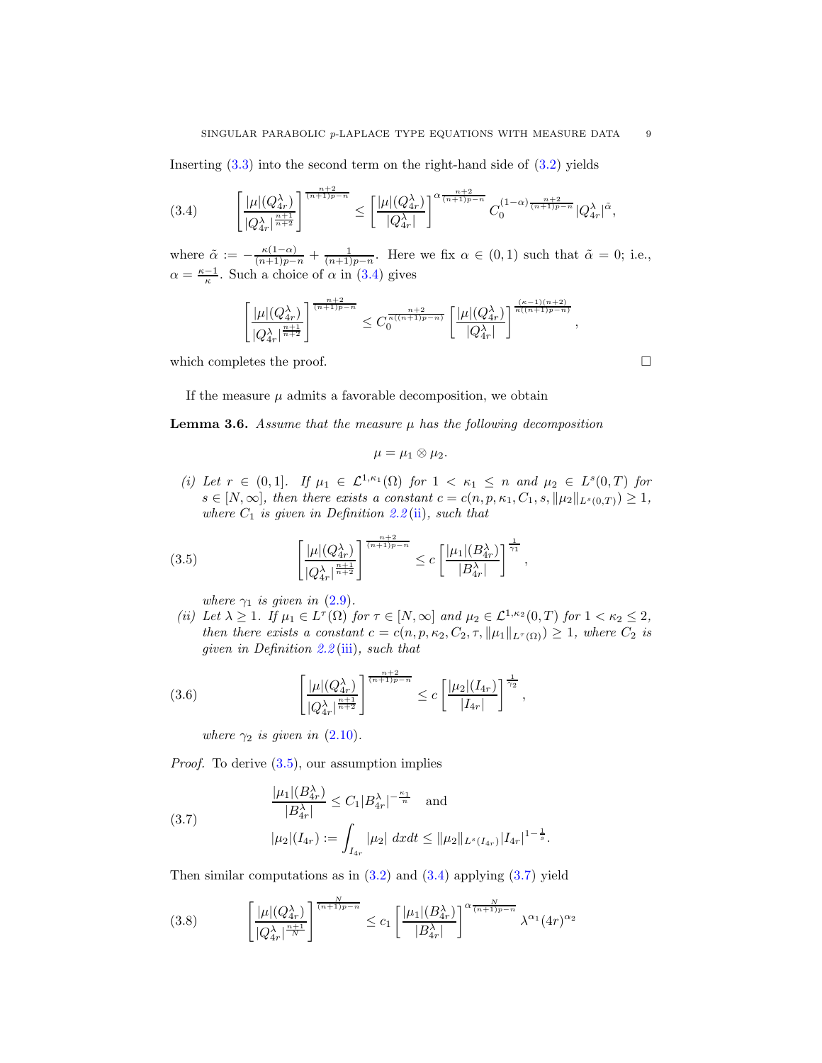Inserting (3.3) into the second term on the right-hand side of (3.2) yields

$$
\left[\frac{|\mu|(Q_{4r}^\lambda)}{|Q_{4r}^\lambda|^{\frac{n+1}{n+2}}}\right]^{\frac{n+2}{(n+1)p-n}} \le \left[\frac{|\mu|(Q_{4r}^\lambda)}{|Q_{4r}^\lambda|}\right]^{\alpha\frac{n+2}{(n+1)p-n}} C_0^{(1-\alpha)\frac{n+2}{(n+1)p-n}} |Q_{4r}^\lambda|^{\tilde{\alpha}}, \tag{3.4}
$$

where $\tilde{\alpha} := -\frac{\kappa(1-\alpha)}{(n+1)p-n} + \frac{1}{(n+1)p-n}$. Here we fix $\alpha \in (0,1)$ such that $\tilde{\alpha} = 0$; i.e., $\alpha = \frac{\kappa-1}{\kappa}$. Such a choice of $\alpha$ in (3.4) gives

$$
\left[\frac{|\mu|(Q_{4r}^\lambda)}{|Q_{4r}^\lambda|^{\frac{n+1}{n+2}}}\right]^{\frac{n+2}{(n+1)p-n}} \le C_0^{\frac{n+2}{\kappa((n+1)p-n)}} \left[\frac{|\mu|(Q_{4r}^\lambda)}{|Q_{4r}^\lambda|}\right]^{\frac{(\kappa-1)(n+2)}{\kappa((n+1)p-n)}},
$$

which completes the proof. □

If the measure $\mu$ admits a favorable decomposition, we obtain

**Lemma 3.6.** *Assume that the measure $\mu$ has the following decomposition*

$$
\mu = \mu_1 \otimes \mu_2.
$$

*(i) Let $r \in (0,1]$. If $\mu_1 \in \mathcal{L}^{1,\kappa_1}(\Omega)$ for $1 < \kappa_1 \le n$ and $\mu_2 \in L^s(0,T)$ for $s \in [N,\infty]$, then there exists a constant $c = c(n,p,\kappa_1,C_1,s,\|\mu_2\|_{L^s(0,T)}) \ge 1$, where $C_1$ is given in Definition 2.2(ii), such that*

$$
\left[\frac{|\mu|(Q_{4r}^\lambda)}{|Q_{4r}^\lambda|^{\frac{n+1}{n+2}}}\right]^{\frac{n+2}{(n+1)p-n}} \le c\left[\frac{|\mu_1|(B_{4r}^\lambda)}{|B_{4r}^\lambda|}\right]^{\frac{1}{\gamma_1}}, \tag{3.5}
$$

*where $\gamma_1$ is given in (2.9).*

*(ii) Let $\lambda \ge 1$. If $\mu_1 \in L^\tau(\Omega)$ for $\tau \in [N,\infty]$ and $\mu_2 \in \mathcal{L}^{1,\kappa_2}(0,T)$ for $1 < \kappa_2 \le 2$, then there exists a constant $c = c(n,p,\kappa_2,C_2,\tau,\|\mu_1\|_{L^\tau(\Omega)}) \ge 1$, where $C_2$ is given in Definition 2.2(iii), such that*

$$
\left[\frac{|\mu|(Q_{4r}^\lambda)}{|Q_{4r}^\lambda|^{\frac{n+1}{n+2}}}\right]^{\frac{n+2}{(n+1)p-n}} \le c\left[\frac{|\mu_2|(I_{4r})}{|I_{4r}|}\right]^{\frac{1}{\gamma_2}}, \tag{3.6}
$$

*where $\gamma_2$ is given in (2.10).*

*Proof.* To derive (3.5), our assumption implies

$$
\begin{aligned}
&\frac{|\mu_1|(B_{4r}^\lambda)}{|B_{4r}^\lambda|} \le C_1|B_{4r}^\lambda|^{-\frac{\kappa_1}{n}} \quad \text{and} \\
&|\mu_2|(I_{4r}) := \int_{I_{4r}} |\mu_2| \; dxdt \le \|\mu_2\|_{L^s(I_{4r})}|I_{4r}|^{1-\frac{1}{s}}.
\end{aligned} \tag{3.7}
$$

Then similar computations as in (3.2) and (3.4) applying (3.7) yield

$$
\left[\frac{|\mu|(Q_{4r}^\lambda)}{|Q_{4r}^\lambda|^{\frac{n+1}{N}}}\right]^{\frac{N}{(n+1)p-n}} \le c_1\left[\frac{|\mu_1|(B_{4r}^\lambda)}{|B_{4r}^\lambda|}\right]^{\alpha\frac{N}{(n+1)p-n}} \lambda^{\alpha_1}(4r)^{\alpha_2} \tag{3.8}
$$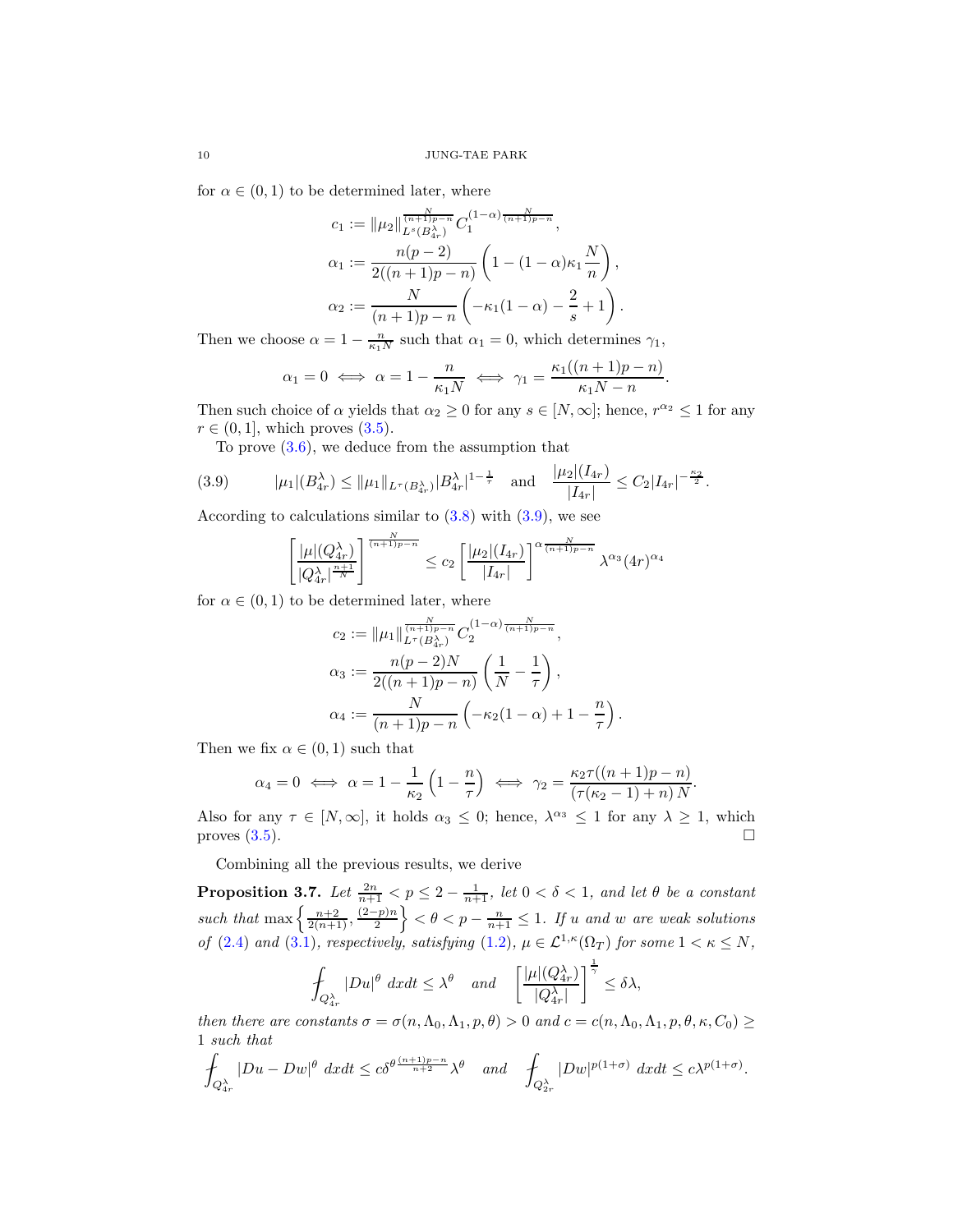for $\alpha \in (0,1)$ to be determined later, where

$$c_1 := \|\mu_2\|_{L^s(B_{4r}^\lambda)}^{\frac{N}{(n+1)p-n}} C_1^{(1-\alpha)\frac{N}{(n+1)p-n}},$$

$$\alpha_1 := \frac{n(p-2)}{2((n+1)p-n)}\left(1-(1-\alpha)\kappa_1\frac{N}{n}\right),$$

$$\alpha_2 := \frac{N}{(n+1)p-n}\left(-\kappa_1(1-\alpha)-\frac{2}{s}+1\right).$$

Then we choose $\alpha = 1-\frac{n}{\kappa_1 N}$ such that $\alpha_1 = 0$, which determines $\gamma_1$,

$$\alpha_1 = 0 \iff \alpha = 1-\frac{n}{\kappa_1 N} \iff \gamma_1 = \frac{\kappa_1((n+1)p-n)}{\kappa_1 N - n}.$$

Then such choice of $\alpha$ yields that $\alpha_2 \geq 0$ for any $s \in [N,\infty]$; hence, $r^{\alpha_2} \leq 1$ for any $r \in (0,1]$, which proves (3.5).

To prove (3.6), we deduce from the assumption that

$$|\mu_1|(B_{4r}^\lambda) \leq \|\mu_1\|_{L^\tau(B_{4r}^\lambda)}|B_{4r}^\lambda|^{1-\frac{1}{\tau}} \quad \text{and} \quad \frac{|\mu_2|(I_{4r})}{|I_{4r}|} \leq C_2|I_{4r}|^{-\frac{\kappa_2}{2}}. \tag{3.9}$$

According to calculations similar to (3.8) with (3.9), we see

$$\left[\frac{|\mu|(Q_{4r}^\lambda)}{|Q_{4r}^\lambda|^{\frac{n+1}{N}}}\right]^{\frac{N}{(n+1)p-n}} \leq c_2\left[\frac{|\mu_2|(I_{4r})}{|I_{4r}|}\right]^{\alpha\frac{N}{(n+1)p-n}} \lambda^{\alpha_3}(4r)^{\alpha_4}$$

for $\alpha \in (0,1)$ to be determined later, where

$$c_2 := \|\mu_1\|_{L^\tau(B_{4r}^\lambda)}^{\frac{N}{(n+1)p-n}} C_2^{(1-\alpha)\frac{N}{(n+1)p-n}},$$

$$\alpha_3 := \frac{n(p-2)N}{2((n+1)p-n)}\left(\frac{1}{N}-\frac{1}{\tau}\right),$$

$$\alpha_4 := \frac{N}{(n+1)p-n}\left(-\kappa_2(1-\alpha)+1-\frac{n}{\tau}\right).$$

Then we fix $\alpha \in (0,1)$ such that

$$\alpha_4 = 0 \iff \alpha = 1-\frac{1}{\kappa_2}\left(1-\frac{n}{\tau}\right) \iff \gamma_2 = \frac{\kappa_2\tau((n+1)p-n)}{(\tau(\kappa_2-1)+n)N}.$$

Also for any $\tau \in [N,\infty]$, it holds $\alpha_3 \leq 0$; hence, $\lambda^{\alpha_3} \leq 1$ for any $\lambda \geq 1$, which proves (3.5). $\square$

Combining all the previous results, we derive

**Proposition 3.7.** *Let $\frac{2n}{n+1} < p \leq 2-\frac{1}{n+1}$, let $0<\delta<1$, and let $\theta$ be a constant such that $\max\left\{\frac{n+2}{2(n+1)}, \frac{(2-p)n}{2}\right\} < \theta < p-\frac{n}{n+1} \leq 1$. If $u$ and $w$ are weak solutions of (2.4) and (3.1), respectively, satisfying (1.2), $\mu \in \mathcal{L}^{1,\kappa}(\Omega_T)$ for some $1<\kappa\leq N$,*

$$\fint_{Q_{4r}^\lambda} |Du|^\theta \, dxdt \leq \lambda^\theta \quad \text{and} \quad \left[\frac{|\mu|(Q_{4r}^\lambda)}{|Q_{4r}^\lambda|}\right]^{\frac{1}{\gamma}} \leq \delta\lambda,$$

*then there are constants $\sigma = \sigma(n,\Lambda_0,\Lambda_1,p,\theta) > 0$ and $c = c(n,\Lambda_0,\Lambda_1,p,\theta,\kappa,C_0) \geq 1$ such that*

$$\fint_{Q_{4r}^\lambda} |Du-Dw|^\theta \, dxdt \leq c\delta^{\theta\frac{(n+1)p-n}{n+2}}\lambda^\theta \quad \text{and} \quad \fint_{Q_{2r}^\lambda} |Dw|^{p(1+\sigma)} \, dxdt \leq c\lambda^{p(1+\sigma)}.$$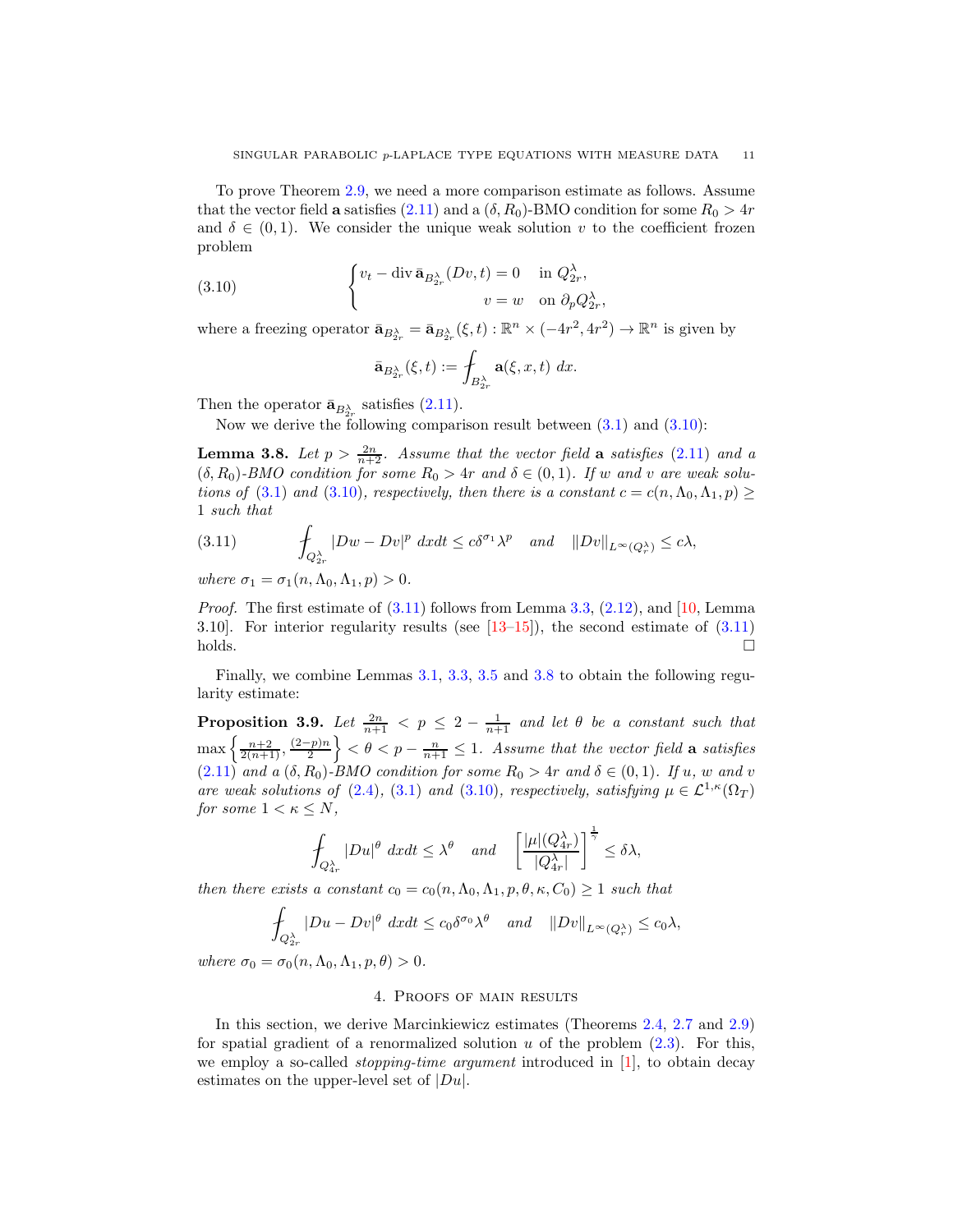To prove Theorem 2.9, we need a more comparison estimate as follows. Assume that the vector field $\mathbf{a}$ satisfies (2.11) and a $(\delta, R_0)$-BMO condition for some $R_0 > 4r$ and $\delta \in (0,1)$. We consider the unique weak solution $v$ to the coefficient frozen problem

$$
\begin{cases} v_t - \operatorname{div} \bar{\mathbf{a}}_{B^{\lambda}_{2r}}(Dv, t) = 0 & \text{in } Q^{\lambda}_{2r}, \\ v = w & \text{on } \partial_p Q^{\lambda}_{2r}, \end{cases} \tag{3.10}
$$

where a freezing operator $\bar{\mathbf{a}}_{B^{\lambda}_{2r}} = \bar{\mathbf{a}}_{B^{\lambda}_{2r}}(\xi, t) : \mathbb{R}^n \times (-4r^2, 4r^2) \to \mathbb{R}^n$ is given by

$$
\bar{\mathbf{a}}_{B^{\lambda}_{2r}}(\xi, t) := \fint_{B^{\lambda}_{2r}} \mathbf{a}(\xi, x, t)\ dx.
$$

Then the operator $\bar{\mathbf{a}}_{B^{\lambda}_{2r}}$ satisfies (2.11).

Now we derive the following comparison result between (3.1) and (3.10):

**Lemma 3.8.** *Let $p > \frac{2n}{n+2}$. Assume that the vector field $\mathbf{a}$ satisfies (2.11) and a $(\delta, R_0)$-BMO condition for some $R_0 > 4r$ and $\delta \in (0,1)$. If $w$ and $v$ are weak solutions of (3.1) and (3.10), respectively, then there is a constant $c = c(n, \Lambda_0, \Lambda_1, p) \geq 1$ such that*

$$
\fint_{Q^{\lambda}_{2r}} |Dw - Dv|^p\ dxdt \leq c\delta^{\sigma_1}\lambda^p \quad \text{and} \quad \|Dv\|_{L^{\infty}(Q^{\lambda}_r)} \leq c\lambda, \tag{3.11}
$$

*where $\sigma_1 = \sigma_1(n, \Lambda_0, \Lambda_1, p) > 0$.*

*Proof.* The first estimate of (3.11) follows from Lemma 3.3, (2.12), and [10, Lemma 3.10]. For interior regularity results (see [13–15]), the second estimate of (3.11) holds. $\square$

Finally, we combine Lemmas 3.1, 3.3, 3.5 and 3.8 to obtain the following regularity estimate:

**Proposition 3.9.** *Let $\frac{2n}{n+1} < p \leq 2 - \frac{1}{n+1}$ and let $\theta$ be a constant such that $\max\left\{\frac{n+2}{2(n+1)}, \frac{(2-p)n}{2}\right\} < \theta < p - \frac{n}{n+1} \leq 1$. Assume that the vector field $\mathbf{a}$ satisfies (2.11) and a $(\delta, R_0)$-BMO condition for some $R_0 > 4r$ and $\delta \in (0,1)$. If $u$, $w$ and $v$ are weak solutions of (2.4), (3.1) and (3.10), respectively, satisfying $\mu \in \mathcal{L}^{1,\kappa}(\Omega_T)$ for some $1 < \kappa \leq N$,*

$$
\fint_{Q^{\lambda}_{4r}} |Du|^{\theta}\ dxdt \leq \lambda^{\theta} \quad \text{and} \quad \left[\frac{|\mu|(Q^{\lambda}_{4r})}{|Q^{\lambda}_{4r}|}\right]^{\frac{1}{\gamma}} \leq \delta\lambda,
$$

*then there exists a constant $c_0 = c_0(n, \Lambda_0, \Lambda_1, p, \theta, \kappa, C_0) \geq 1$ such that*

$$
\fint_{Q^{\lambda}_{2r}} |Du - Dv|^{\theta}\ dxdt \leq c_0\delta^{\sigma_0}\lambda^{\theta} \quad \text{and} \quad \|Dv\|_{L^{\infty}(Q^{\lambda}_r)} \leq c_0\lambda,
$$

*where $\sigma_0 = \sigma_0(n, \Lambda_0, \Lambda_1, p, \theta) > 0$.*

## 4. Proofs of main results

In this section, we derive Marcinkiewicz estimates (Theorems 2.4, 2.7 and 2.9) for spatial gradient of a renormalized solution $u$ of the problem (2.3). For this, we employ a so-called *stopping-time argument* introduced in [1], to obtain decay estimates on the upper-level set of $|Du|$.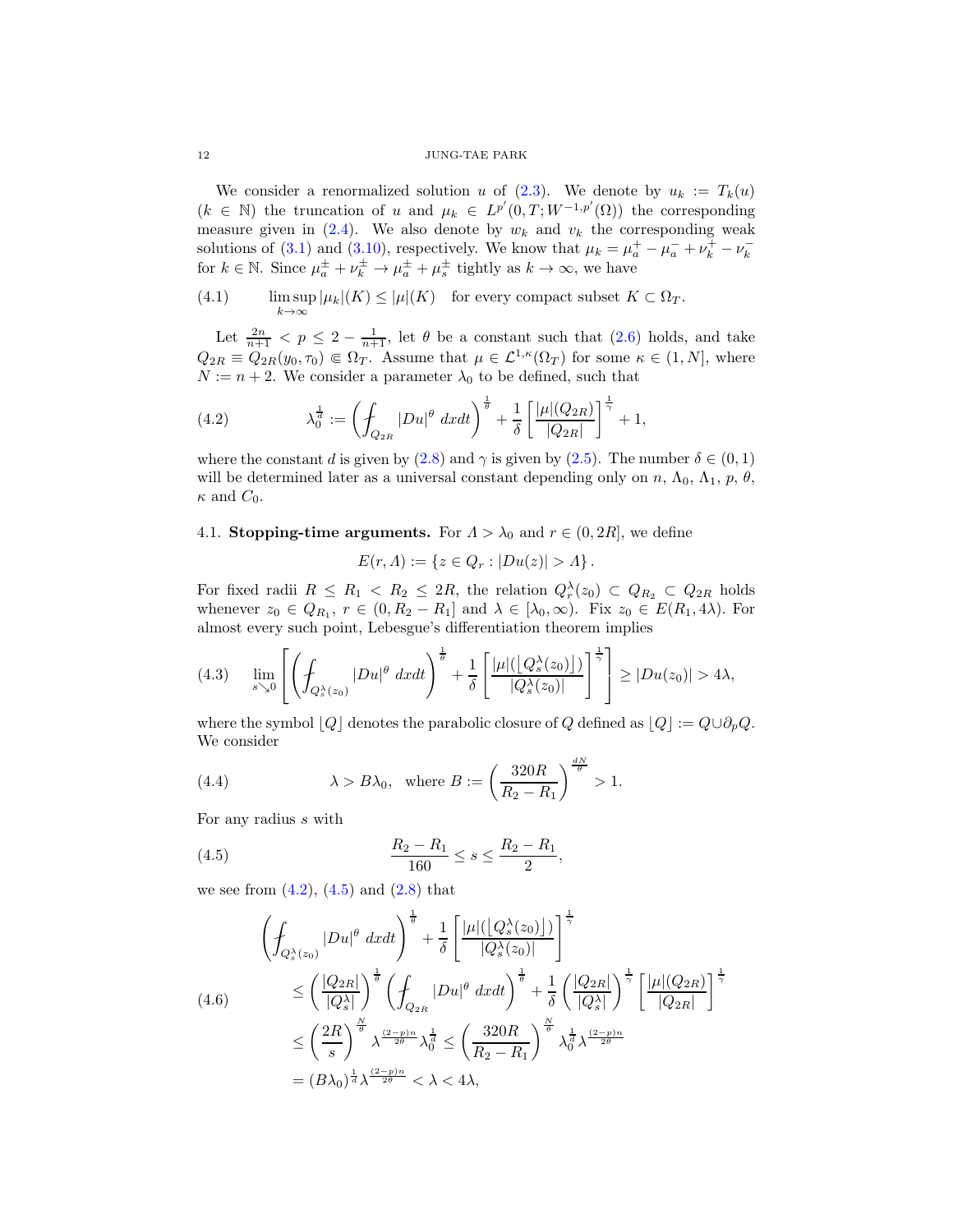We consider a renormalized solution $u$ of (2.3). We denote by $u_k := T_k(u)$ ($k \in \mathbb{N}$) the truncation of $u$ and $\mu_k \in L^{p'}(0,T;W^{-1,p'}(\Omega))$ the corresponding measure given in (2.4). We also denote by $w_k$ and $v_k$ the corresponding weak solutions of (3.1) and (3.10), respectively. We know that $\mu_k = \mu_a^+ - \mu_a^- + \nu_k^+ - \nu_k^-$ for $k \in \mathbb{N}$. Since $\mu_a^\pm + \nu_k^\pm \to \mu_a^\pm + \mu_s^\pm$ tightly as $k \to \infty$, we have

$$\limsup_{k\to\infty} |\mu_k|(K) \le |\mu|(K) \quad \text{for every compact subset } K \subset \Omega_T. \tag{4.1}$$

Let $\frac{2n}{n+1} < p \le 2 - \frac{1}{n+1}$, let $\theta$ be a constant such that (2.6) holds, and take $Q_{2R} \equiv Q_{2R}(y_0, \tau_0) \Subset \Omega_T$. Assume that $\mu \in \mathcal{L}^{1,\kappa}(\Omega_T)$ for some $\kappa \in (1, N]$, where $N := n+2$. We consider a parameter $\lambda_0$ to be defined, such that

$$\lambda_0^{\frac{1}{d}} := \left( \fint_{Q_{2R}} |Du|^\theta \, dxdt \right)^{\frac{1}{\theta}} + \frac{1}{\delta} \left[ \frac{|\mu|(Q_{2R})}{|Q_{2R}|} \right]^{\frac{1}{\gamma}} + 1, \tag{4.2}$$

where the constant $d$ is given by (2.8) and $\gamma$ is given by (2.5). The number $\delta \in (0,1)$ will be determined later as a universal constant depending only on $n$, $\Lambda_0$, $\Lambda_1$, $p$, $\theta$, $\kappa$ and $C_0$.

### 4.1. Stopping-time arguments.

For $\Lambda > \lambda_0$ and $r \in (0, 2R]$, we define

$$E(r, \Lambda) := \{ z \in Q_r : |Du(z)| > \Lambda \}.$$

For fixed radii $R \le R_1 < R_2 \le 2R$, the relation $Q_r^\lambda(z_0) \subset Q_{R_2} \subset Q_{2R}$ holds whenever $z_0 \in Q_{R_1}$, $r \in (0, R_2 - R_1]$ and $\lambda \in [\lambda_0, \infty)$. Fix $z_0 \in E(R_1, 4\lambda)$. For almost every such point, Lebesgue's differentiation theorem implies

$$\lim_{s \searrow 0} \left[ \left( \fint_{Q_s^\lambda(z_0)} |Du|^\theta \, dxdt \right)^{\frac{1}{\theta}} + \frac{1}{\delta} \left[ \frac{|\mu|(\lfloor Q_s^\lambda(z_0) \rfloor)}{|Q_s^\lambda(z_0)|} \right]^{\frac{1}{\gamma}} \right] \ge |Du(z_0)| > 4\lambda, \tag{4.3}$$

where the symbol $\lfloor Q \rfloor$ denotes the parabolic closure of $Q$ defined as $\lfloor Q \rfloor := Q \cup \partial_p Q$. We consider

$$\lambda > B\lambda_0, \quad \text{where } B := \left( \frac{320R}{R_2 - R_1} \right)^{\frac{dN}{\theta}} > 1. \tag{4.4}$$

For any radius $s$ with

$$\frac{R_2 - R_1}{160} \le s \le \frac{R_2 - R_1}{2}, \tag{4.5}$$

we see from (4.2), (4.5) and (2.8) that

$$\begin{aligned}
&\left( \fint_{Q_s^\lambda(z_0)} |Du|^\theta \, dxdt \right)^{\frac{1}{\theta}} + \frac{1}{\delta} \left[ \frac{|\mu|(\lfloor Q_s^\lambda(z_0) \rfloor)}{|Q_s^\lambda(z_0)|} \right]^{\frac{1}{\gamma}} \\
&\quad \le \left( \frac{|Q_{2R}|}{|Q_s^\lambda|} \right)^{\frac{1}{\theta}} \left( \fint_{Q_{2R}} |Du|^\theta \, dxdt \right)^{\frac{1}{\theta}} + \frac{1}{\delta} \left( \frac{|Q_{2R}|}{|Q_s^\lambda|} \right)^{\frac{1}{\gamma}} \left[ \frac{|\mu|(Q_{2R})}{|Q_{2R}|} \right]^{\frac{1}{\gamma}} \\
&\quad \le \left( \frac{2R}{s} \right)^{\frac{N}{\theta}} \lambda^{\frac{(2-p)n}{2\theta}} \lambda_0^{\frac{1}{d}} \le \left( \frac{320R}{R_2 - R_1} \right)^{\frac{N}{\theta}} \lambda_0^{\frac{1}{d}} \lambda^{\frac{(2-p)n}{2\theta}} \\
&\quad = (B\lambda_0)^{\frac{1}{d}} \lambda^{\frac{(2-p)n}{2\theta}} < \lambda < 4\lambda,
\end{aligned} \tag{4.6}$$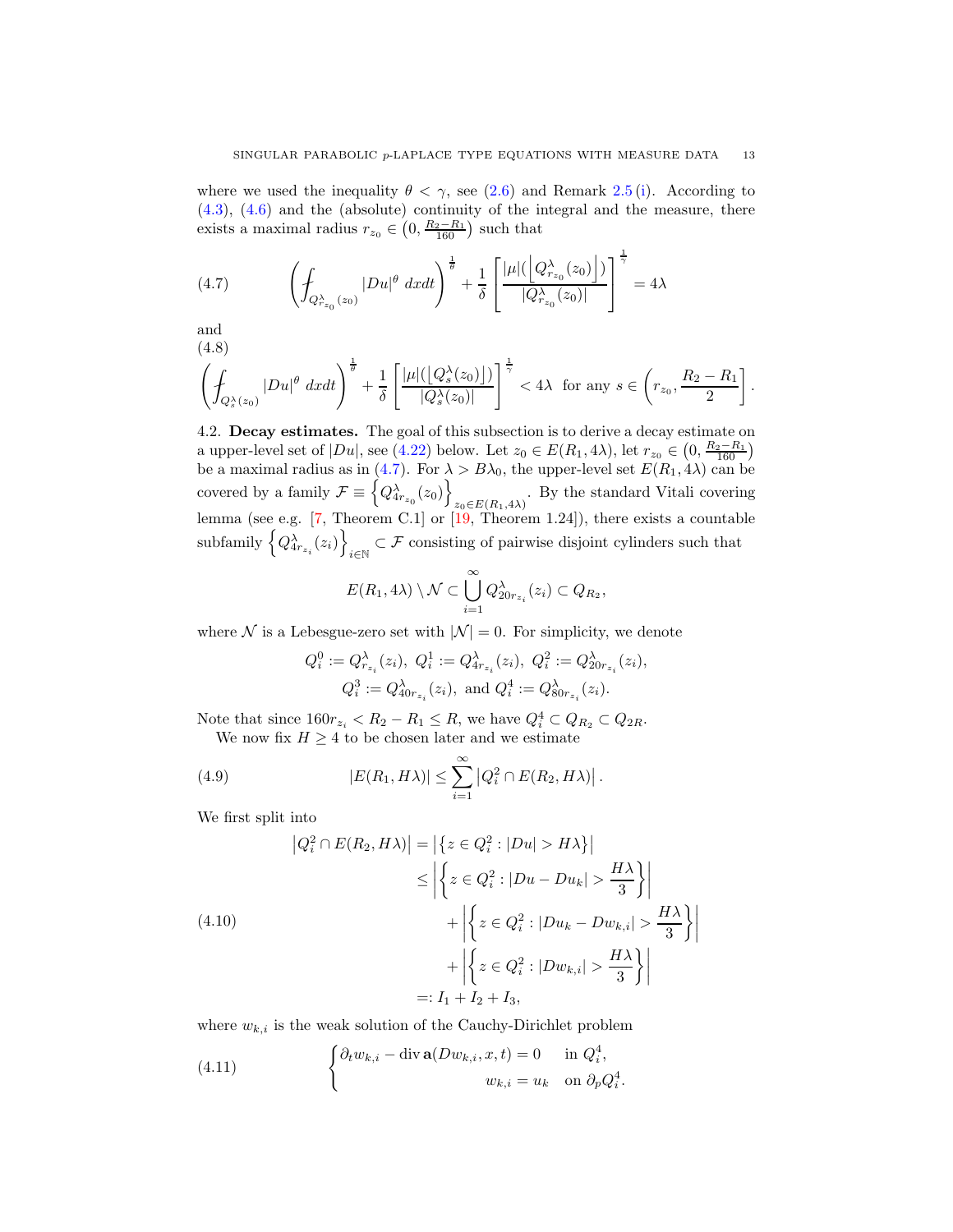where we used the inequality $\theta < \gamma$, see (2.6) and Remark 2.5 (i). According to (4.3), (4.6) and the (absolute) continuity of the integral and the measure, there exists a maximal radius $r_{z_0} \in \left(0, \frac{R_2 - R_1}{160}\right)$ such that

$$
\left( \fint_{Q^\lambda_{r_{z_0}}(z_0)} |Du|^\theta \, dxdt \right)^{\frac{1}{\theta}} + \frac{1}{\delta} \left[ \frac{|\mu|(\lfloor Q^\lambda_{r_{z_0}}(z_0) \rfloor)}{|Q^\lambda_{r_{z_0}}(z_0)|} \right]^{\frac{1}{\gamma}} = 4\lambda \tag{4.7}
$$

and

$$
\left( \fint_{Q^\lambda_{s}(z_0)} |Du|^\theta \, dxdt \right)^{\frac{1}{\theta}} + \frac{1}{\delta} \left[ \frac{|\mu|(\lfloor Q^\lambda_{s}(z_0) \rfloor)}{|Q^\lambda_{s}(z_0)|} \right]^{\frac{1}{\gamma}} < 4\lambda \;\; \text{for any } s \in \left( r_{z_0}, \frac{R_2 - R_1}{2} \right]. \tag{4.8}
$$

4.2. **Decay estimates.** The goal of this subsection is to derive a decay estimate on a upper-level set of $|Du|$, see (4.22) below. Let $z_0 \in E(R_1, 4\lambda)$, let $r_{z_0} \in \left(0, \frac{R_2 - R_1}{160}\right)$ be a maximal radius as in (4.7). For $\lambda > B\lambda_0$, the upper-level set $E(R_1, 4\lambda)$ can be covered by a family $\mathcal{F} \equiv \left\{ Q^\lambda_{4r_{z_0}}(z_0) \right\}_{z_0 \in E(R_1, 4\lambda)}$. By the standard Vitali covering lemma (see e.g. [7, Theorem C.1] or [19, Theorem 1.24]), there exists a countable subfamily $\left\{ Q^\lambda_{4r_{z_i}}(z_i) \right\}_{i \in \mathbb{N}} \subset \mathcal{F}$ consisting of pairwise disjoint cylinders such that

$$
E(R_1, 4\lambda) \setminus \mathcal{N} \subset \bigcup_{i=1}^{\infty} Q^\lambda_{20r_{z_i}}(z_i) \subset Q_{R_2},
$$

where $\mathcal{N}$ is a Lebesgue-zero set with $|\mathcal{N}| = 0$. For simplicity, we denote

$$
Q_i^0 := Q^\lambda_{r_{z_i}}(z_i), \; Q_i^1 := Q^\lambda_{4r_{z_i}}(z_i), \; Q_i^2 := Q^\lambda_{20r_{z_i}}(z_i),
$$
$$
Q_i^3 := Q^\lambda_{40r_{z_i}}(z_i), \text{ and } Q_i^4 := Q^\lambda_{80r_{z_i}}(z_i).
$$

Note that since $160 r_{z_i} < R_2 - R_1 \leq R$, we have $Q_i^4 \subset Q_{R_2} \subset Q_{2R}$.

We now fix $H \geq 4$ to be chosen later and we estimate

$$
|E(R_1, H\lambda)| \leq \sum_{i=1}^{\infty} \left| Q_i^2 \cap E(R_2, H\lambda) \right|. \tag{4.9}
$$

We first split into

$$
\begin{aligned}
\left| Q_i^2 \cap E(R_2, H\lambda) \right| &= \left| \left\{ z \in Q_i^2 : |Du| > H\lambda \right\} \right| \\
&\leq \left| \left\{ z \in Q_i^2 : |Du - Du_k| > \frac{H\lambda}{3} \right\} \right| \\
&\quad + \left| \left\{ z \in Q_i^2 : |Du_k - Dw_{k,i}| > \frac{H\lambda}{3} \right\} \right| \\
&\quad + \left| \left\{ z \in Q_i^2 : |Dw_{k,i}| > \frac{H\lambda}{3} \right\} \right| \\
&=: I_1 + I_2 + I_3,
\end{aligned} \tag{4.10}
$$

where $w_{k,i}$ is the weak solution of the Cauchy-Dirichlet problem

$$
\begin{cases} \partial_t w_{k,i} - \operatorname{div} \mathbf{a}(Dw_{k,i}, x, t) = 0 & \text{in } Q_i^4, \\ w_{k,i} = u_k & \text{on } \partial_p Q_i^4. \end{cases} \tag{4.11}
$$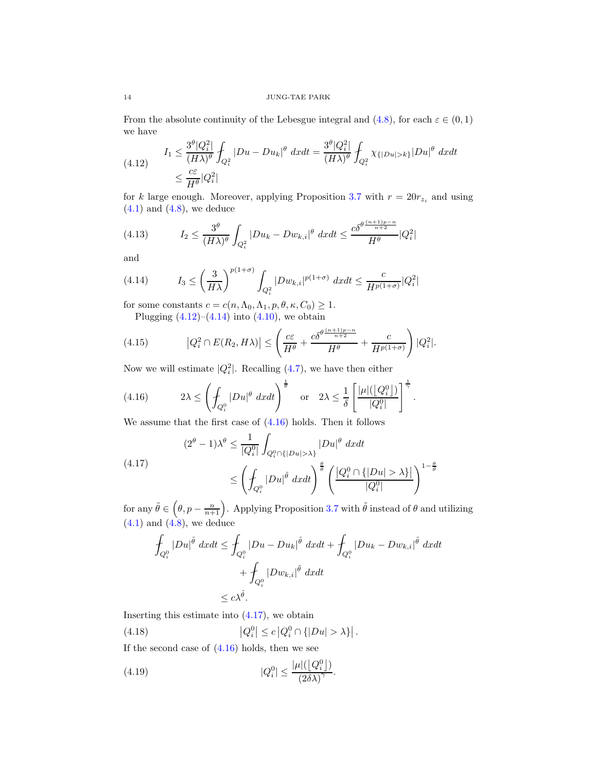From the absolute continuity of the Lebesgue integral and (4.8), for each $\varepsilon \in (0,1)$ we have

$$
\begin{aligned}
I_1 &\le \frac{3^\theta |Q_i^2|}{(H\lambda)^\theta} \fint_{Q_i^2} |Du - Du_k|^\theta \, dxdt = \frac{3^\theta |Q_i^2|}{(H\lambda)^\theta} \fint_{Q_i^2} \chi_{\{|Du|>k\}} |Du|^\theta \, dxdt \\
&\le \frac{c\varepsilon}{H^\theta} |Q_i^2|
\end{aligned}
\tag{4.12}
$$

for $k$ large enough. Moreover, applying Proposition 3.7 with $r = 20r_{z_i}$ and using (4.1) and (4.8), we deduce

$$
I_2 \le \frac{3^\theta}{(H\lambda)^\theta} \int_{Q_i^2} |Du_k - Dw_{k,i}|^\theta \, dxdt \le \frac{c\delta^{\theta\frac{(n+1)p-n}{n+2}}}{H^\theta} |Q_i^2| \tag{4.13}
$$

and

$$
I_3 \le \left( \frac{3}{H\lambda} \right)^{p(1+\sigma)} \int_{Q_i^2} |Dw_{k,i}|^{p(1+\sigma)} \, dxdt \le \frac{c}{H^{p(1+\sigma)}} |Q_i^2| \tag{4.14}
$$

for some constants $c = c(n, \Lambda_0, \Lambda_1, p, \theta, \kappa, C_0) \ge 1$.

Plugging (4.12)–(4.14) into (4.10), we obtain

$$
\left| Q_i^2 \cap E(R_2, H\lambda) \right| \le \left( \frac{c\varepsilon}{H^\theta} + \frac{c\delta^{\theta\frac{(n+1)p-n}{n+2}}}{H^\theta} + \frac{c}{H^{p(1+\sigma)}} \right) |Q_i^2|. \tag{4.15}
$$

Now we will estimate $|Q_i^2|$. Recalling (4.7), we have then either

$$
2\lambda \le \left( \fint_{Q_i^0} |Du|^\theta \, dxdt \right)^{\frac{1}{\theta}} \quad \text{or} \quad 2\lambda \le \frac{1}{\delta} \left[ \frac{|\mu|(\lfloor Q_i^0 \rfloor)}{|Q_i^0|} \right]^{\frac{1}{\gamma}}. \tag{4.16}
$$

We assume that the first case of (4.16) holds. Then it follows

$$
\begin{aligned}
(2^\theta - 1)\lambda^\theta &\le \frac{1}{|Q_i^0|} \int_{Q_i^0 \cap \{|Du|>\lambda\}} |Du|^\theta \, dxdt \\
&\le \left( \fint_{Q_i^0} |Du|^{\tilde{\theta}} \, dxdt \right)^{\frac{\theta}{\tilde{\theta}}} \left( \frac{\left| Q_i^0 \cap \{|Du| > \lambda\} \right|}{|Q_i^0|} \right)^{1-\frac{\theta}{\tilde{\theta}}}
\end{aligned}
\tag{4.17}
$$

for any $\tilde{\theta} \in \left( \theta, p - \frac{n}{n+1} \right)$. Applying Proposition 3.7 with $\tilde{\theta}$ instead of $\theta$ and utilizing (4.1) and (4.8), we deduce

$$
\begin{aligned}
\fint_{Q_i^0} |Du|^{\tilde{\theta}} \, dxdt &\le \fint_{Q_i^0} |Du - Du_k|^{\tilde{\theta}} \, dxdt + \fint_{Q_i^0} |Du_k - Dw_{k,i}|^{\tilde{\theta}} \, dxdt \\
&\quad + \fint_{Q_i^0} |Dw_{k,i}|^{\tilde{\theta}} \, dxdt \\
&\le c\lambda^{\tilde{\theta}}.
\end{aligned}
$$

Inserting this estimate into (4.17), we obtain

$$
\left| Q_i^0 \right| \le c \left| Q_i^0 \cap \{|Du| > \lambda\} \right|. \tag{4.18}
$$

If the second case of (4.16) holds, then we see

$$
|Q_i^0| \le \frac{|\mu|(\lfloor Q_i^0 \rfloor)}{(2\delta\lambda)^\gamma}. \tag{4.19}
$$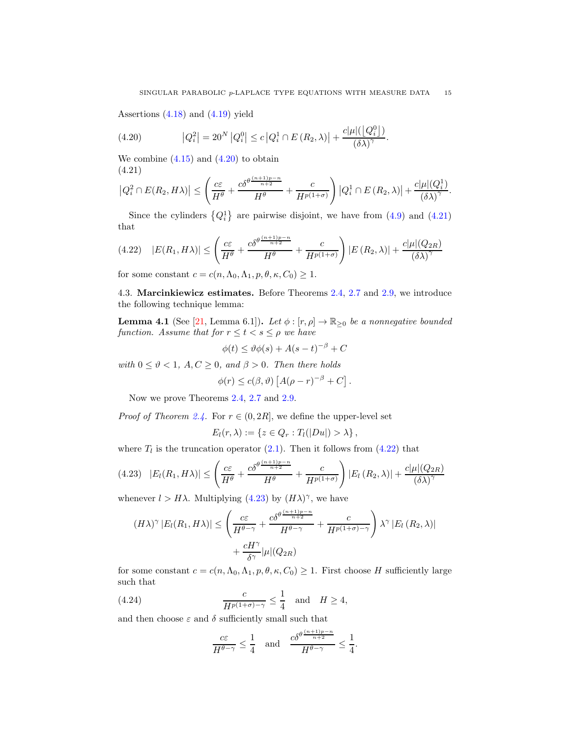Assertions (4.18) and (4.19) yield

$$
\left|Q_i^2\right| = 20^N \left|Q_i^0\right| \le c\left|Q_i^1 \cap E\left(R_2,\lambda\right)\right| + \frac{c|\mu|(\lfloor Q_i^0 \rfloor)}{(\delta\lambda)^{\gamma}}. \tag{4.20}
$$

We combine (4.15) and (4.20) to obtain

$$
\left|Q_i^2 \cap E(R_2, H\lambda)\right| \le \left(\frac{c\varepsilon}{H^{\theta}} + \frac{c\delta^{\theta\frac{(n+1)p-n}{n+2}}}{H^{\theta}} + \frac{c}{H^{p(1+\sigma)}}\right)\left|Q_i^1 \cap E\left(R_2,\lambda\right)\right| + \frac{c|\mu|(Q_i^1)}{(\delta\lambda)^{\gamma}}. \tag{4.21}
$$

Since the cylinders $\{Q_i^1\}$ are pairwise disjoint, we have from (4.9) and (4.21) that

$$
|E(R_1, H\lambda)| \le \left(\frac{c\varepsilon}{H^{\theta}} + \frac{c\delta^{\theta\frac{(n+1)p-n}{n+2}}}{H^{\theta}} + \frac{c}{H^{p(1+\sigma)}}\right)\left|E\left(R_2,\lambda\right)\right| + \frac{c|\mu|(Q_{2R})}{(\delta\lambda)^{\gamma}} \tag{4.22}
$$

for some constant $c = c(n, \Lambda_0, \Lambda_1, p, \theta, \kappa, C_0) \ge 1$.

### 4.3. Marcinkiewicz estimates.

Before Theorems 2.4, 2.7 and 2.9, we introduce the following technique lemma:

**Lemma 4.1** (See [21, Lemma 6.1]). *Let $\phi : [r,\rho] \to \mathbb{R}_{\ge 0}$ be a nonnegative bounded function. Assume that for $r \le t < s \le \rho$ we have*

$$
\phi(t) \le \vartheta\phi(s) + A(s-t)^{-\beta} + C
$$

*with $0 \le \vartheta < 1$, $A, C \ge 0$, and $\beta > 0$. Then there holds*

$$
\phi(r) \le c(\beta,\vartheta)\left[A(\rho - r)^{-\beta} + C\right].
$$

Now we prove Theorems 2.4, 2.7 and 2.9.

*Proof of Theorem 2.4.* For $r \in (0, 2R]$, we define the upper-level set

$$
E_l(r,\lambda) := \left\{z \in Q_r : T_l(|Du|) > \lambda\right\},
$$

where $T_l$ is the truncation operator (2.1). Then it follows from (4.22) that

$$
|E_l(R_1, H\lambda)| \le \left(\frac{c\varepsilon}{H^{\theta}} + \frac{c\delta^{\theta\frac{(n+1)p-n}{n+2}}}{H^{\theta}} + \frac{c}{H^{p(1+\sigma)}}\right)\left|E_l\left(R_2,\lambda\right)\right| + \frac{c|\mu|(Q_{2R})}{(\delta\lambda)^{\gamma}} \tag{4.23}
$$

whenever $l > H\lambda$. Multiplying (4.23) by $(H\lambda)^{\gamma}$, we have

$$
\begin{aligned}
(H\lambda)^{\gamma}\left|E_l(R_1, H\lambda)\right| \le{}& \left(\frac{c\varepsilon}{H^{\theta-\gamma}} + \frac{c\delta^{\theta\frac{(n+1)p-n}{n+2}}}{H^{\theta-\gamma}} + \frac{c}{H^{p(1+\sigma)-\gamma}}\right)\lambda^{\gamma}\left|E_l\left(R_2,\lambda\right)\right| \\
&+ \frac{cH^{\gamma}}{\delta^{\gamma}}|\mu|(Q_{2R})
\end{aligned}
$$

for some constant $c = c(n, \Lambda_0, \Lambda_1, p, \theta, \kappa, C_0) \ge 1$. First choose $H$ sufficiently large such that

$$
\frac{c}{H^{p(1+\sigma)-\gamma}} \le \frac{1}{4} \quad \text{and} \quad H \ge 4, \tag{4.24}
$$

and then choose $\varepsilon$ and $\delta$ sufficiently small such that

$$
\frac{c\varepsilon}{H^{\theta-\gamma}} \le \frac{1}{4} \quad \text{and} \quad \frac{c\delta^{\theta\frac{(n+1)p-n}{n+2}}}{H^{\theta-\gamma}} \le \frac{1}{4}.
$$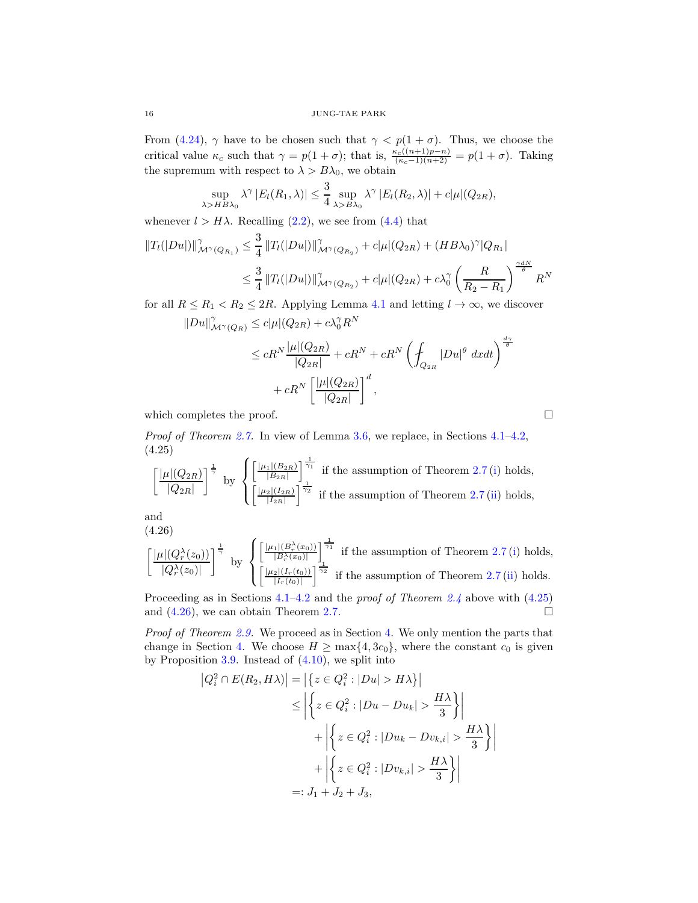From (4.24), $\gamma$ have to be chosen such that $\gamma < p(1+\sigma)$. Thus, we choose the critical value $\kappa_c$ such that $\gamma = p(1+\sigma)$; that is, $\frac{\kappa_c((n+1)p-n)}{(\kappa_c-1)(n+2)} = p(1+\sigma)$. Taking the supremum with respect to $\lambda > B\lambda_0$, we obtain

$$\sup_{\lambda > HB\lambda_0} \lambda^\gamma \left|E_l(R_1,\lambda)\right| \le \frac{3}{4} \sup_{\lambda > B\lambda_0} \lambda^\gamma \left|E_l(R_2,\lambda)\right| + c|\mu|(Q_{2R}),$$

whenever $l > H\lambda$. Recalling (2.2), we see from (4.4) that

$$\begin{aligned}
\|T_l(|Du|)\|^\gamma_{\mathcal{M}^\gamma(Q_{R_1})} &\le \frac{3}{4} \|T_l(|Du|)\|^\gamma_{\mathcal{M}^\gamma(Q_{R_2})} + c|\mu|(Q_{2R}) + (HB\lambda_0)^\gamma |Q_{R_1}| \\
&\le \frac{3}{4} \|T_l(|Du|)\|^\gamma_{\mathcal{M}^\gamma(Q_{R_2})} + c|\mu|(Q_{2R}) + c\lambda_0^\gamma \left(\frac{R}{R_2-R_1}\right)^{\frac{\gamma d N}{\theta}} R^N
\end{aligned}$$

for all $R \le R_1 < R_2 \le 2R$. Applying Lemma 4.1 and letting $l \to \infty$, we discover

$$\begin{aligned}
\|Du\|^\gamma_{\mathcal{M}^\gamma(Q_R)} &\le c|\mu|(Q_{2R}) + c\lambda_0^\gamma R^N \\
&\le cR^N \frac{|\mu|(Q_{2R})}{|Q_{2R}|} + cR^N + cR^N \left(\fint_{Q_{2R}} |Du|^\theta \, dxdt\right)^{\frac{d\gamma}{\theta}} \\
&\quad + cR^N \left[\frac{|\mu|(Q_{2R})}{|Q_{2R}|}\right]^d,
\end{aligned}$$

which completes the proof. $\square$

*Proof of Theorem 2.7.* In view of Lemma 3.6, we replace, in Sections 4.1–4.2,

$$\left[\frac{|\mu|(Q_{2R})}{|Q_{2R}|}\right]^{\frac{1}{\gamma}} \text{ by } \begin{cases} \left[\frac{|\mu_1|(B_{2R})}{|B_{2R}|}\right]^{\frac{1}{\gamma_1}} & \text{if the assumption of Theorem 2.7 (i) holds,} \\ \left[\frac{|\mu_2|(I_{2R})}{|I_{2R}|}\right]^{\frac{1}{\gamma_2}} & \text{if the assumption of Theorem 2.7 (ii) holds,} \end{cases} \tag{4.25}$$

and

$$\left[\frac{|\mu|(Q_r^\lambda(z_0))}{|Q_r^\lambda(z_0)|}\right]^{\frac{1}{\gamma}} \text{ by } \begin{cases} \left[\frac{|\mu_1|(B_r^\lambda(x_0))}{|B_r^\lambda(x_0)|}\right]^{\frac{1}{\gamma_1}} & \text{if the assumption of Theorem 2.7 (i) holds,} \\ \left[\frac{|\mu_2|(I_r(t_0))}{|I_r(t_0)|}\right]^{\frac{1}{\gamma_2}} & \text{if the assumption of Theorem 2.7 (ii) holds.} \end{cases} \tag{4.26}$$

Proceeding as in Sections 4.1–4.2 and the *proof of Theorem 2.4* above with (4.25) and (4.26), we can obtain Theorem 2.7. $\square$

*Proof of Theorem 2.9.* We proceed as in Section 4. We only mention the parts that change in Section 4. We choose $H \ge \max\{4, 3c_0\}$, where the constant $c_0$ is given by Proposition 3.9. Instead of (4.10), we split into

$$\begin{aligned}
\left|Q_i^2 \cap E(R_2, H\lambda)\right| &= \left|\left\{z \in Q_i^2 : |Du| > H\lambda\right\}\right| \\
&\le \left|\left\{z \in Q_i^2 : |Du - Du_k| > \frac{H\lambda}{3}\right\}\right| \\
&\quad + \left|\left\{z \in Q_i^2 : |Du_k - Dv_{k,i}| > \frac{H\lambda}{3}\right\}\right| \\
&\quad + \left|\left\{z \in Q_i^2 : |Dv_{k,i}| > \frac{H\lambda}{3}\right\}\right| \\
&=: J_1 + J_2 + J_3,
\end{aligned}$$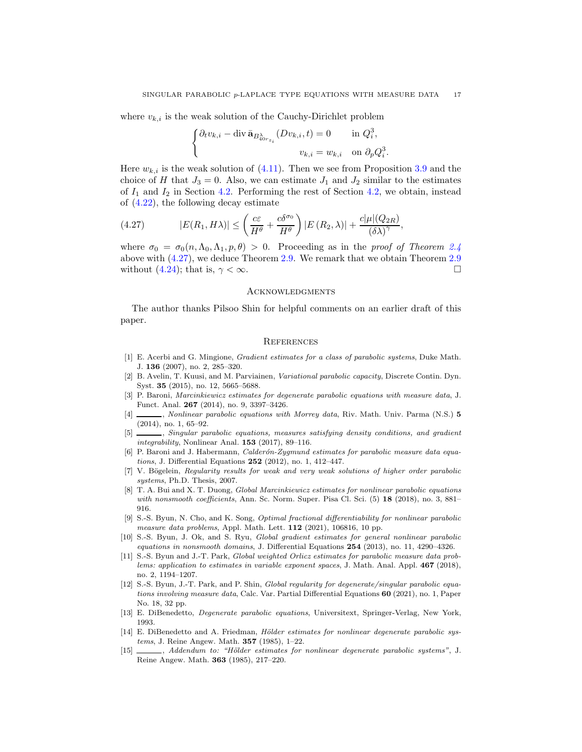where $v_{k,i}$ is the weak solution of the Cauchy-Dirichlet problem

$$
\begin{cases} \partial_t v_{k,i} - \operatorname{div} \bar{\mathbf{a}}_{B^{\lambda}_{40r_{z_i}}}(Dv_{k,i}, t) = 0 & \text{in } Q_i^3, \\ \qquad\qquad\qquad\qquad v_{k,i} = w_{k,i} & \text{on } \partial_p Q_i^3. \end{cases}
$$

Here $w_{k,i}$ is the weak solution of (4.11). Then we see from Proposition 3.9 and the choice of $H$ that $J_3 = 0$. Also, we can estimate $J_1$ and $J_2$ similar to the estimates of $I_1$ and $I_2$ in Section 4.2. Performing the rest of Section 4.2, we obtain, instead of (4.22), the following decay estimate

$$
|E(R_1, H\lambda)| \leq \left( \frac{c\varepsilon}{H^{\theta}} + \frac{c\delta^{\sigma_0}}{H^{\theta}} \right) |E(R_2, \lambda)| + \frac{c|\mu|(Q_{2R})}{(\delta\lambda)^{\gamma}}, \tag{4.27}
$$

where $\sigma_0 = \sigma_0(n, \Lambda_0, \Lambda_1, p, \theta) > 0$. Proceeding as in the *proof of Theorem 2.4* above with (4.27), we deduce Theorem 2.9. We remark that we obtain Theorem 2.9 without (4.24); that is, $\gamma < \infty$. □

## Acknowledgments

The author thanks Pilsoo Shin for helpful comments on an earlier draft of this paper.

## References

[1] E. Acerbi and G. Mingione, *Gradient estimates for a class of parabolic systems*, Duke Math. J. **136** (2007), no. 2, 285–320.

[2] B. Avelin, T. Kuusi, and M. Parviainen, *Variational parabolic capacity*, Discrete Contin. Dyn. Syst. **35** (2015), no. 12, 5665–5688.

[3] P. Baroni, *Marcinkiewicz estimates for degenerate parabolic equations with measure data*, J. Funct. Anal. **267** (2014), no. 9, 3397–3426.

[4] ———, *Nonlinear parabolic equations with Morrey data*, Riv. Math. Univ. Parma (N.S.) **5** (2014), no. 1, 65–92.

[5] ———, *Singular parabolic equations, measures satisfying density conditions, and gradient integrability*, Nonlinear Anal. **153** (2017), 89–116.

[6] P. Baroni and J. Habermann, *Calderón-Zygmund estimates for parabolic measure data equations*, J. Differential Equations **252** (2012), no. 1, 412–447.

[7] V. Bögelein, *Regularity results for weak and very weak solutions of higher order parabolic systems*, Ph.D. Thesis, 2007.

[8] T. A. Bui and X. T. Duong, *Global Marcinkiewicz estimates for nonlinear parabolic equations with nonsmooth coefficients*, Ann. Sc. Norm. Super. Pisa Cl. Sci. (5) **18** (2018), no. 3, 881–916.

[9] S.-S. Byun, N. Cho, and K. Song, *Optimal fractional differentiability for nonlinear parabolic measure data problems*, Appl. Math. Lett. **112** (2021), 106816, 10 pp.

[10] S.-S. Byun, J. Ok, and S. Ryu, *Global gradient estimates for general nonlinear parabolic equations in nonsmooth domains*, J. Differential Equations **254** (2013), no. 11, 4290–4326.

[11] S.-S. Byun and J.-T. Park, *Global weighted Orlicz estimates for parabolic measure data problems: application to estimates in variable exponent spaces*, J. Math. Anal. Appl. **467** (2018), no. 2, 1194–1207.

[12] S.-S. Byun, J.-T. Park, and P. Shin, *Global regularity for degenerate/singular parabolic equations involving measure data*, Calc. Var. Partial Differential Equations **60** (2021), no. 1, Paper No. 18, 32 pp.

[13] E. DiBenedetto, *Degenerate parabolic equations*, Universitext, Springer-Verlag, New York, 1993.

[14] E. DiBenedetto and A. Friedman, *Hölder estimates for nonlinear degenerate parabolic systems*, J. Reine Angew. Math. **357** (1985), 1–22.

[15] ———, *Addendum to: "Hölder estimates for nonlinear degenerate parabolic systems"*, J. Reine Angew. Math. **363** (1985), 217–220.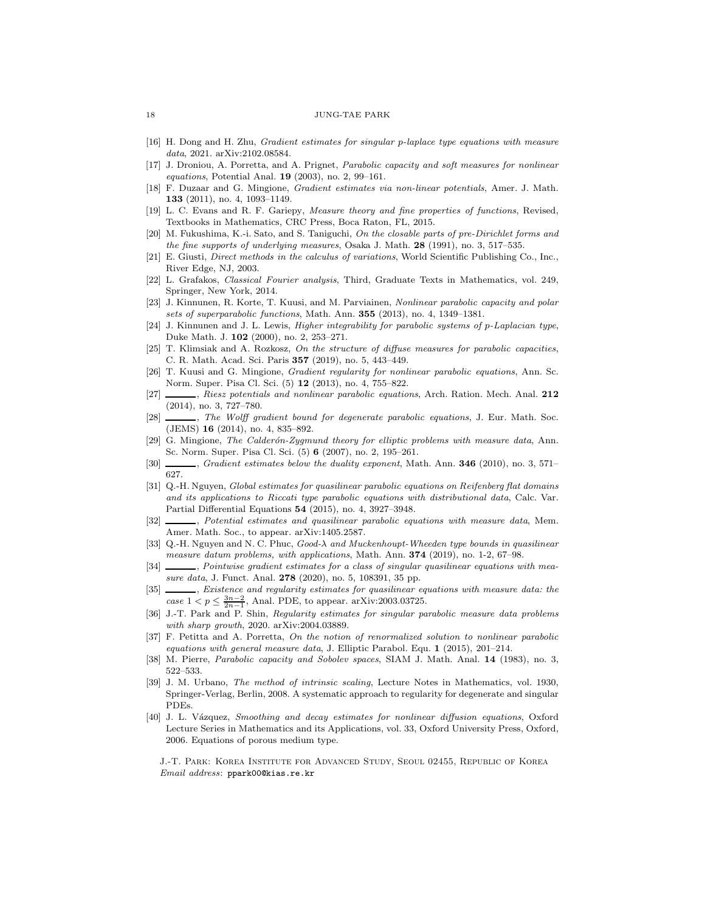[16] H. Dong and H. Zhu, *Gradient estimates for singular p-laplace type equations with measure data*, 2021. arXiv:2102.08584.

[17] J. Droniou, A. Porretta, and A. Prignet, *Parabolic capacity and soft measures for nonlinear equations*, Potential Anal. **19** (2003), no. 2, 99–161.

[18] F. Duzaar and G. Mingione, *Gradient estimates via non-linear potentials*, Amer. J. Math. **133** (2011), no. 4, 1093–1149.

[19] L. C. Evans and R. F. Gariepy, *Measure theory and fine properties of functions*, Revised, Textbooks in Mathematics, CRC Press, Boca Raton, FL, 2015.

[20] M. Fukushima, K.-i. Sato, and S. Taniguchi, *On the closable parts of pre-Dirichlet forms and the fine supports of underlying measures*, Osaka J. Math. **28** (1991), no. 3, 517–535.

[21] E. Giusti, *Direct methods in the calculus of variations*, World Scientific Publishing Co., Inc., River Edge, NJ, 2003.

[22] L. Grafakos, *Classical Fourier analysis*, Third, Graduate Texts in Mathematics, vol. 249, Springer, New York, 2014.

[23] J. Kinnunen, R. Korte, T. Kuusi, and M. Parviainen, *Nonlinear parabolic capacity and polar sets of superparabolic functions*, Math. Ann. **355** (2013), no. 4, 1349–1381.

[24] J. Kinnunen and J. L. Lewis, *Higher integrability for parabolic systems of p-Laplacian type*, Duke Math. J. **102** (2000), no. 2, 253–271.

[25] T. Klimsiak and A. Rozkosz, *On the structure of diffuse measures for parabolic capacities*, C. R. Math. Acad. Sci. Paris **357** (2019), no. 5, 443–449.

[26] T. Kuusi and G. Mingione, *Gradient regularity for nonlinear parabolic equations*, Ann. Sc. Norm. Super. Pisa Cl. Sci. (5) **12** (2013), no. 4, 755–822.

[27] ______, *Riesz potentials and nonlinear parabolic equations*, Arch. Ration. Mech. Anal. **212** (2014), no. 3, 727–780.

[28] ______, *The Wolff gradient bound for degenerate parabolic equations*, J. Eur. Math. Soc. (JEMS) **16** (2014), no. 4, 835–892.

[29] G. Mingione, *The Calderón-Zygmund theory for elliptic problems with measure data*, Ann. Sc. Norm. Super. Pisa Cl. Sci. (5) **6** (2007), no. 2, 195–261.

[30] ______, *Gradient estimates below the duality exponent*, Math. Ann. **346** (2010), no. 3, 571–627.

[31] Q.-H. Nguyen, *Global estimates for quasilinear parabolic equations on Reifenberg flat domains and its applications to Riccati type parabolic equations with distributional data*, Calc. Var. Partial Differential Equations **54** (2015), no. 4, 3927–3948.

[32] ______, *Potential estimates and quasilinear parabolic equations with measure data*, Mem. Amer. Math. Soc., to appear. arXiv:1405.2587.

[33] Q.-H. Nguyen and N. C. Phuc, *Good-$\lambda$ and Muckenhoupt-Wheeden type bounds in quasilinear measure datum problems, with applications*, Math. Ann. **374** (2019), no. 1-2, 67–98.

[34] ______, *Pointwise gradient estimates for a class of singular quasilinear equations with measure data*, J. Funct. Anal. **278** (2020), no. 5, 108391, 35 pp.

[35] ______, *Existence and regularity estimates for quasilinear equations with measure data: the case $1 < p \le \frac{3n-2}{2n-1}$*, Anal. PDE, to appear. arXiv:2003.03725.

[36] J.-T. Park and P. Shin, *Regularity estimates for singular parabolic measure data problems with sharp growth*, 2020. arXiv:2004.03889.

[37] F. Petitta and A. Porretta, *On the notion of renormalized solution to nonlinear parabolic equations with general measure data*, J. Elliptic Parabol. Equ. **1** (2015), 201–214.

[38] M. Pierre, *Parabolic capacity and Sobolev spaces*, SIAM J. Math. Anal. **14** (1983), no. 3, 522–533.

[39] J. M. Urbano, *The method of intrinsic scaling*, Lecture Notes in Mathematics, vol. 1930, Springer-Verlag, Berlin, 2008. A systematic approach to regularity for degenerate and singular PDEs.

[40] J. L. Vázquez, *Smoothing and decay estimates for nonlinear diffusion equations*, Oxford Lecture Series in Mathematics and its Applications, vol. 33, Oxford University Press, Oxford, 2006. Equations of porous medium type.

J.-T. Park: Korea Institute for Advanced Study, Seoul 02455, Republic of Korea
*Email address*: ppark00@kias.re.kr